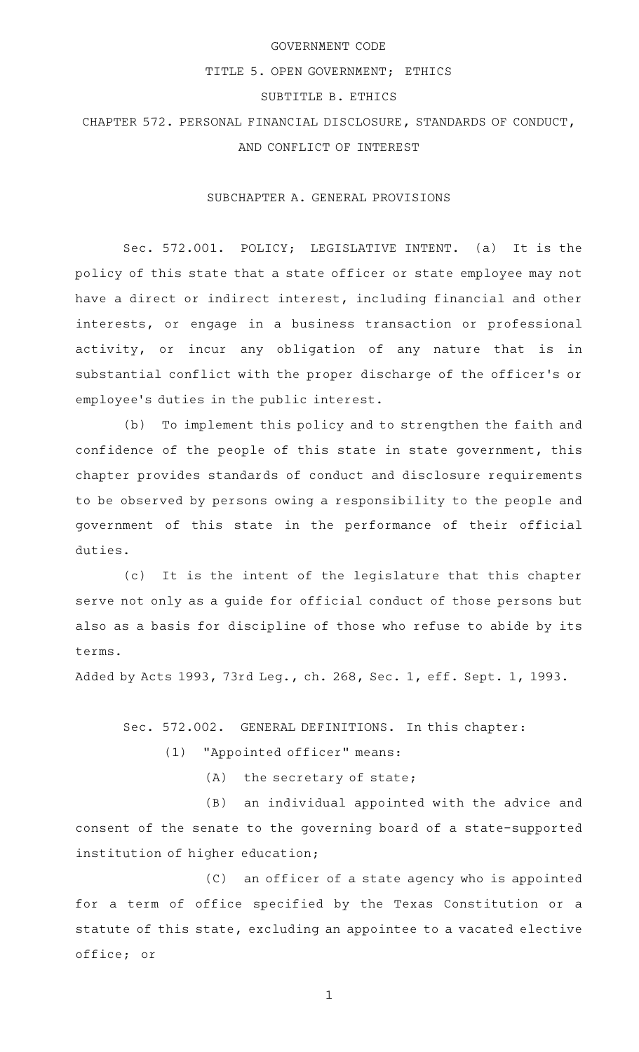# GOVERNMENT CODE

## TITLE 5. OPEN GOVERNMENT; ETHICS

## SUBTITLE B. ETHICS

## CHAPTER 572. PERSONAL FINANCIAL DISCLOSURE, STANDARDS OF CONDUCT, AND CONFLICT OF INTEREST

### SUBCHAPTER A. GENERAL PROVISIONS

Sec. 572.001. POLICY; LEGISLATIVE INTENT. (a) It is the policy of this state that a state officer or state employee may not have a direct or indirect interest, including financial and other interests, or engage in a business transaction or professional activity, or incur any obligation of any nature that is in substantial conflict with the proper discharge of the officer's or employee's duties in the public interest.

(b) To implement this policy and to strengthen the faith and confidence of the people of this state in state government, this chapter provides standards of conduct and disclosure requirements to be observed by persons owing a responsibility to the people and government of this state in the performance of their official duties.

(c) It is the intent of the legislature that this chapter serve not only as a guide for official conduct of those persons but also as a basis for discipline of those who refuse to abide by its terms.

Added by Acts 1993, 73rd Leg., ch. 268, Sec. 1, eff. Sept. 1, 1993.

Sec. 572.002. GENERAL DEFINITIONS. In this chapter:

(1) "Appointed officer" means:

(A) the secretary of state;

(B) an individual appointed with the advice and consent of the senate to the governing board of a state-supported institution of higher education;

(C) an officer of a state agency who is appointed for a term of office specified by the Texas Constitution or a statute of this state, excluding an appointee to a vacated elective office; or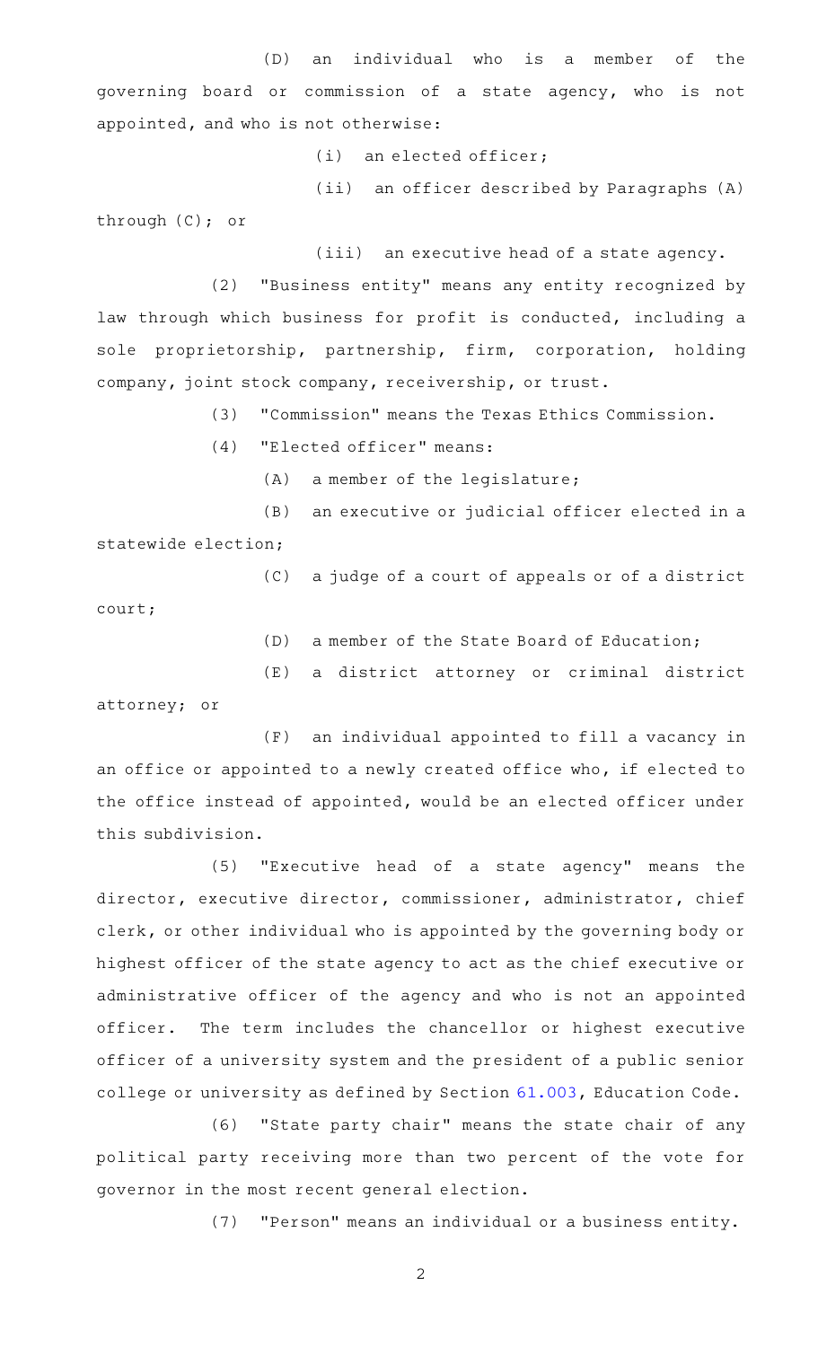(D) an individual who is a member of the governing board or commission of a state agency, who is not appointed, and who is not otherwise:

(i) an elected officer;

(ii) an officer described by Paragraphs (A) through (C); or

(iii) an executive head of a state agency.

(2) "Business entity" means any entity recognized by law through which business for profit is conducted, including a sole proprietorship, partnership, firm, corporation, holding company, joint stock company, receivership, or trust.

(3) "Commission" means the Texas Ethics Commission.

(4) "Elected officer" means:

(A) a member of the legislature;

(B) an executive or judicial officer elected in a statewide election;

(C) a judge of a court of appeals or of a district court;

(D) a member of the State Board of Education;

(E) a district attorney or criminal district attorney; or

(F) an individual appointed to fill a vacancy in an office or appointed to a newly created office who, if elected to the office instead of appointed, would be an elected officer under this subdivision.

(5) "Executive head of a state agency" means the director, executive director, commissioner, administrator, chief clerk, or other individual who is appointed by the governing body or highest officer of the state agency to act as the chief executive or administrative officer of the agency and who is not an appointed officer. The term includes the chancellor or highest executive officer of a university system and the president of a public senior college or university as defined by Section 61.003, Education Code.

(6) "State party chair" means the state chair of any political party receiving more than two percent of the vote for governor in the most recent general election.

(7) "Person" means an individual or a business entity.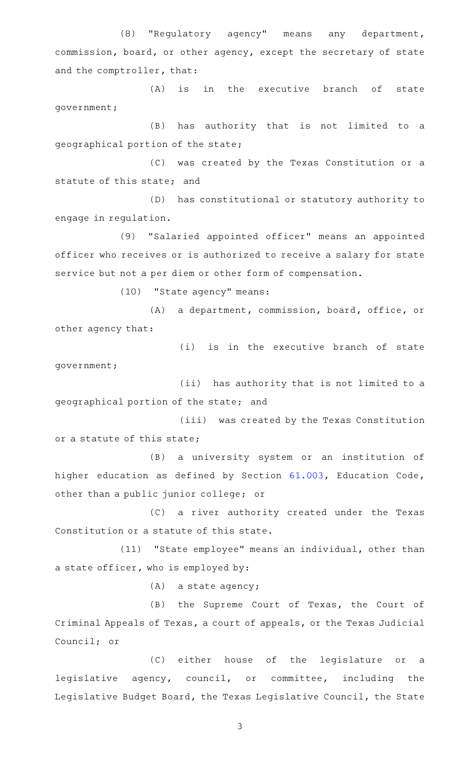(8) "Regulatory agency" means any department, commission, board, or other agency, except the secretary of state and the comptroller, that:

(A) is in the executive branch of state government;

(B) has authority that is not limited to a geographical portion of the state;

(C) was created by the Texas Constitution or a statute of this state; and

(D) has constitutional or statutory authority to engage in regulation.

(9) "Salaried appointed officer" means an appointed officer who receives or is authorized to receive a salary for state service but not a per diem or other form of compensation.

(10) "State agency" means:

(A) a department, commission, board, office, or other agency that:

(i) is in the executive branch of state government;

(ii) has authority that is not limited to a geographical portion of the state; and

(iii) was created by the Texas Constitution or a statute of this state;

(B) a university system or an institution of higher education as defined by Section 61.003, Education Code, other than a public junior college; or

(C) a river authority created under the Texas Constitution or a statute of this state.

(11) "State employee" means an individual, other than a state officer, who is employed by:

(A) a state agency;

(B) the Supreme Court of Texas, the Court of Criminal Appeals of Texas, a court of appeals, or the Texas Judicial Council; or

(C) either house of the legislature or a legislative agency, council, or committee, including the Legislative Budget Board, the Texas Legislative Council, the State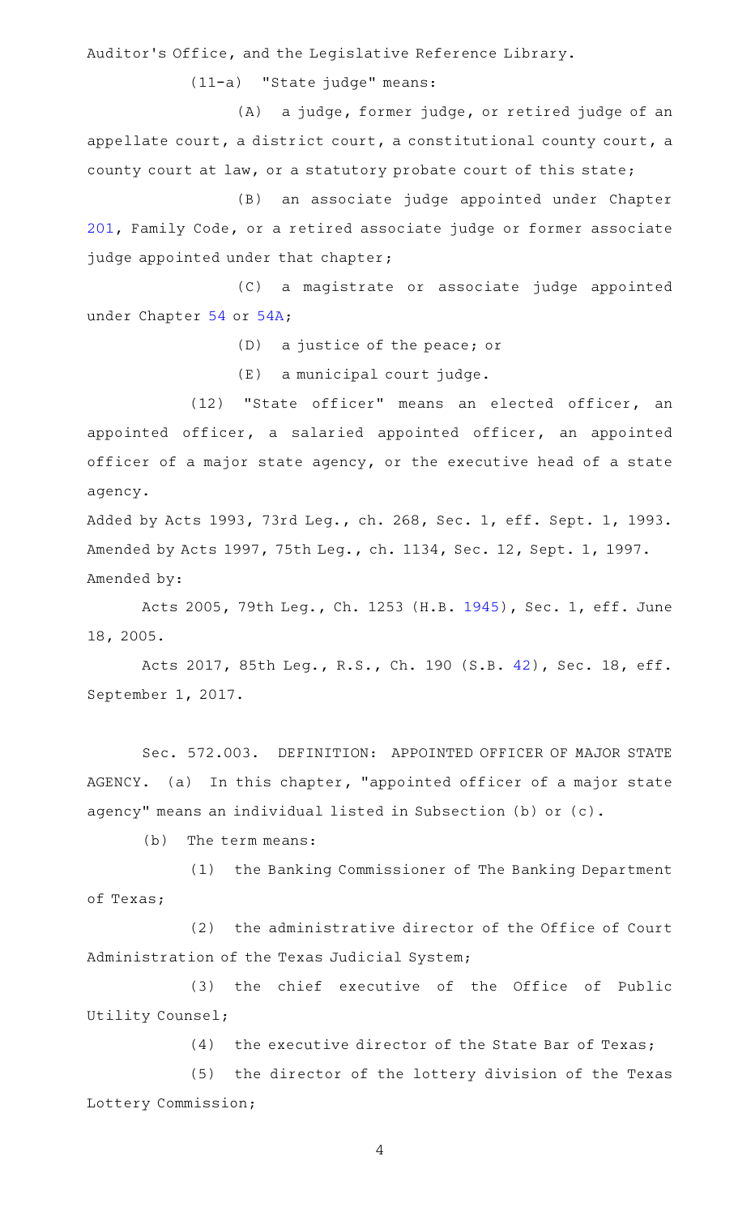Auditor's Office, and the Legislative Reference Library.

(11-a) "State judge" means:

(A) a judge, former judge, or retired judge of an appellate court, a district court, a constitutional county court, a county court at law, or a statutory probate court of this state;

(B) an associate judge appointed under Chapter 201, Family Code, or a retired associate judge or former associate judge appointed under that chapter;

(C) a magistrate or associate judge appointed under Chapter 54 or 54A;

(D) a justice of the peace; or

(E) a municipal court judge.

(12) "State officer" means an elected officer, an appointed officer, a salaried appointed officer, an appointed officer of a major state agency, or the executive head of a state agency.

Added by Acts 1993, 73rd Leg., ch. 268, Sec. 1, eff. Sept. 1, 1993.
Amended by Acts 1997, 75th Leg., ch. 1134, Sec. 12, Sept. 1, 1997.
Amended by:

Acts 2005, 79th Leg., Ch. 1253 (H.B. 1945), Sec. 1, eff. June 18, 2005.

Acts 2017, 85th Leg., R.S., Ch. 190 (S.B. 42), Sec. 18, eff. September 1, 2017.

Sec. 572.003. DEFINITION: APPOINTED OFFICER OF MAJOR STATE AGENCY. (a) In this chapter, "appointed officer of a major state agency" means an individual listed in Subsection (b) or (c).

(b) The term means:

(1) the Banking Commissioner of The Banking Department of Texas;

(2) the administrative director of the Office of Court Administration of the Texas Judicial System;

(3) the chief executive of the Office of Public Utility Counsel;

(4) the executive director of the State Bar of Texas;

(5) the director of the lottery division of the Texas Lottery Commission;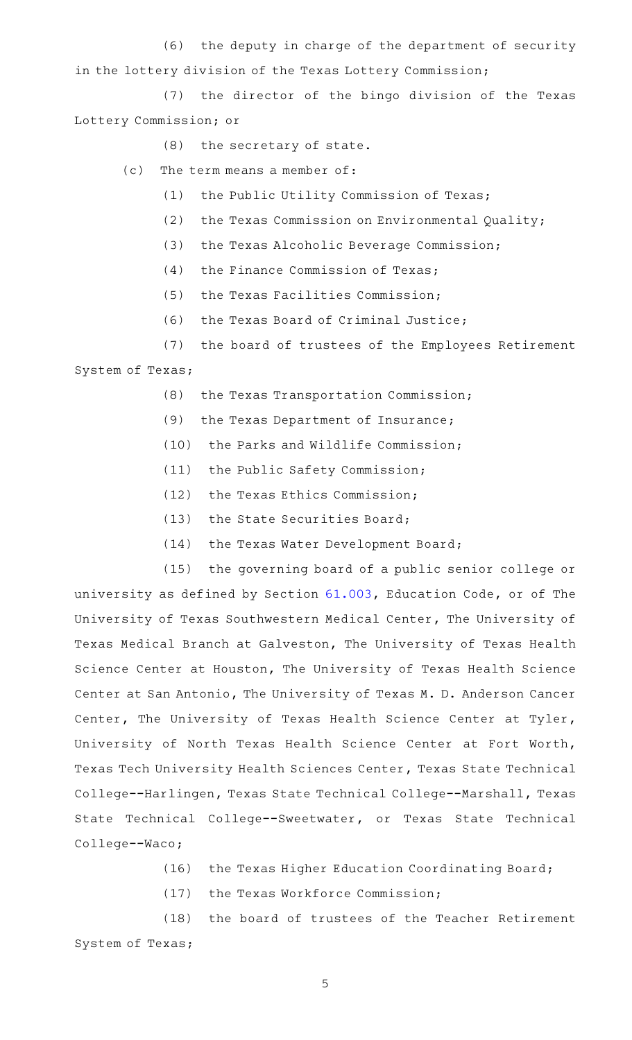(6) the deputy in charge of the department of security in the lottery division of the Texas Lottery Commission;

(7) the director of the bingo division of the Texas Lottery Commission; or

(8) the secretary of state.

(c) The term means a member of:

(1) the Public Utility Commission of Texas;

(2) the Texas Commission on Environmental Quality;

(3) the Texas Alcoholic Beverage Commission;

(4) the Finance Commission of Texas;

(5) the Texas Facilities Commission;

(6) the Texas Board of Criminal Justice;

(7) the board of trustees of the Employees Retirement System of Texas;

(8) the Texas Transportation Commission;

(9) the Texas Department of Insurance;

(10) the Parks and Wildlife Commission;

(11) the Public Safety Commission;

(12) the Texas Ethics Commission;

(13) the State Securities Board;

(14) the Texas Water Development Board;

(15) the governing board of a public senior college or university as defined by Section 61.003, Education Code, or of The University of Texas Southwestern Medical Center, The University of Texas Medical Branch at Galveston, The University of Texas Health Science Center at Houston, The University of Texas Health Science Center at San Antonio, The University of Texas M. D. Anderson Cancer Center, The University of Texas Health Science Center at Tyler, University of North Texas Health Science Center at Fort Worth, Texas Tech University Health Sciences Center, Texas State Technical College--Harlingen, Texas State Technical College--Marshall, Texas State Technical College--Sweetwater, or Texas State Technical College--Waco;

(16) the Texas Higher Education Coordinating Board;

(17) the Texas Workforce Commission;

(18) the board of trustees of the Teacher Retirement System of Texas;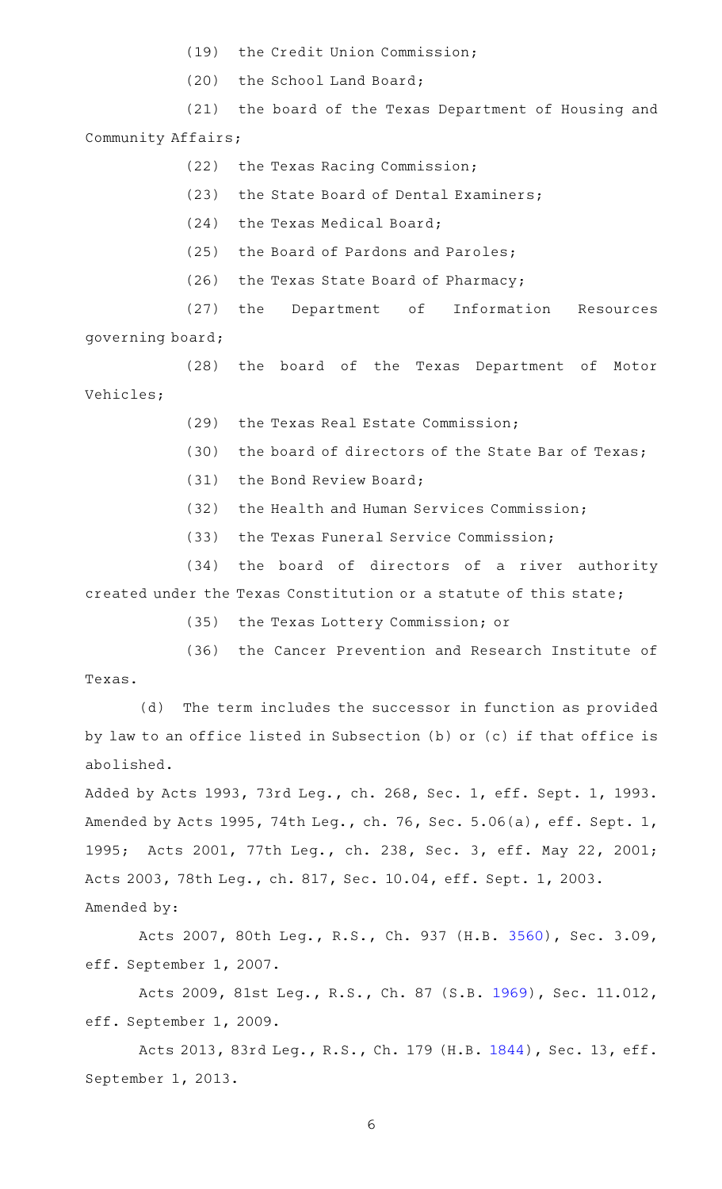(19) the Credit Union Commission;

(20) the School Land Board;

(21) the board of the Texas Department of Housing and Community Affairs;

(22) the Texas Racing Commission;

(23) the State Board of Dental Examiners;

(24) the Texas Medical Board;

(25) the Board of Pardons and Paroles;

(26) the Texas State Board of Pharmacy;

(27) the Department of Information Resources governing board;

(28) the board of the Texas Department of Motor Vehicles;

(29) the Texas Real Estate Commission;

(30) the board of directors of the State Bar of Texas;

(31) the Bond Review Board;

(32) the Health and Human Services Commission;

(33) the Texas Funeral Service Commission;

(34) the board of directors of a river authority created under the Texas Constitution or a statute of this state;

(35) the Texas Lottery Commission; or

(36) the Cancer Prevention and Research Institute of Texas.

(d) The term includes the successor in function as provided by law to an office listed in Subsection (b) or (c) if that office is abolished.

Added by Acts 1993, 73rd Leg., ch. 268, Sec. 1, eff. Sept. 1, 1993. Amended by Acts 1995, 74th Leg., ch. 76, Sec. 5.06(a), eff. Sept. 1, 1995; Acts 2001, 77th Leg., ch. 238, Sec. 3, eff. May 22, 2001; Acts 2003, 78th Leg., ch. 817, Sec. 10.04, eff. Sept. 1, 2003.

Amended by:

Acts 2007, 80th Leg., R.S., Ch. 937 (H.B. 3560), Sec. 3.09, eff. September 1, 2007.

Acts 2009, 81st Leg., R.S., Ch. 87 (S.B. 1969), Sec. 11.012, eff. September 1, 2009.

Acts 2013, 83rd Leg., R.S., Ch. 179 (H.B. 1844), Sec. 13, eff. September 1, 2013.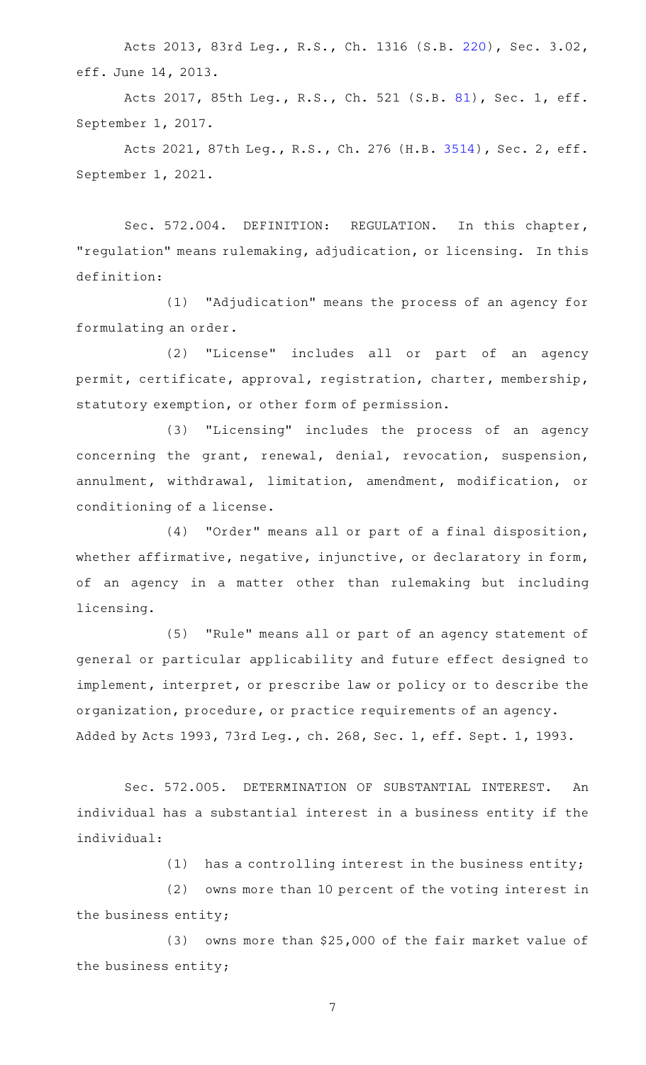Acts 2013, 83rd Leg., R.S., Ch. 1316 (S.B. 220), Sec. 3.02, eff. June 14, 2013.

Acts 2017, 85th Leg., R.S., Ch. 521 (S.B. 81), Sec. 1, eff. September 1, 2017.

Acts 2021, 87th Leg., R.S., Ch. 276 (H.B. 3514), Sec. 2, eff. September 1, 2021.

Sec. 572.004. DEFINITION: REGULATION. In this chapter, "regulation" means rulemaking, adjudication, or licensing. In this definition:

(1) "Adjudication" means the process of an agency for formulating an order.

(2) "License" includes all or part of an agency permit, certificate, approval, registration, charter, membership, statutory exemption, or other form of permission.

(3) "Licensing" includes the process of an agency concerning the grant, renewal, denial, revocation, suspension, annulment, withdrawal, limitation, amendment, modification, or conditioning of a license.

(4) "Order" means all or part of a final disposition, whether affirmative, negative, injunctive, or declaratory in form, of an agency in a matter other than rulemaking but including licensing.

(5) "Rule" means all or part of an agency statement of general or particular applicability and future effect designed to implement, interpret, or prescribe law or policy or to describe the organization, procedure, or practice requirements of an agency.

Added by Acts 1993, 73rd Leg., ch. 268, Sec. 1, eff. Sept. 1, 1993.

Sec. 572.005. DETERMINATION OF SUBSTANTIAL INTEREST. An individual has a substantial interest in a business entity if the individual:

(1) has a controlling interest in the business entity;

(2) owns more than 10 percent of the voting interest in the business entity;

(3) owns more than $25,000 of the fair market value of the business entity;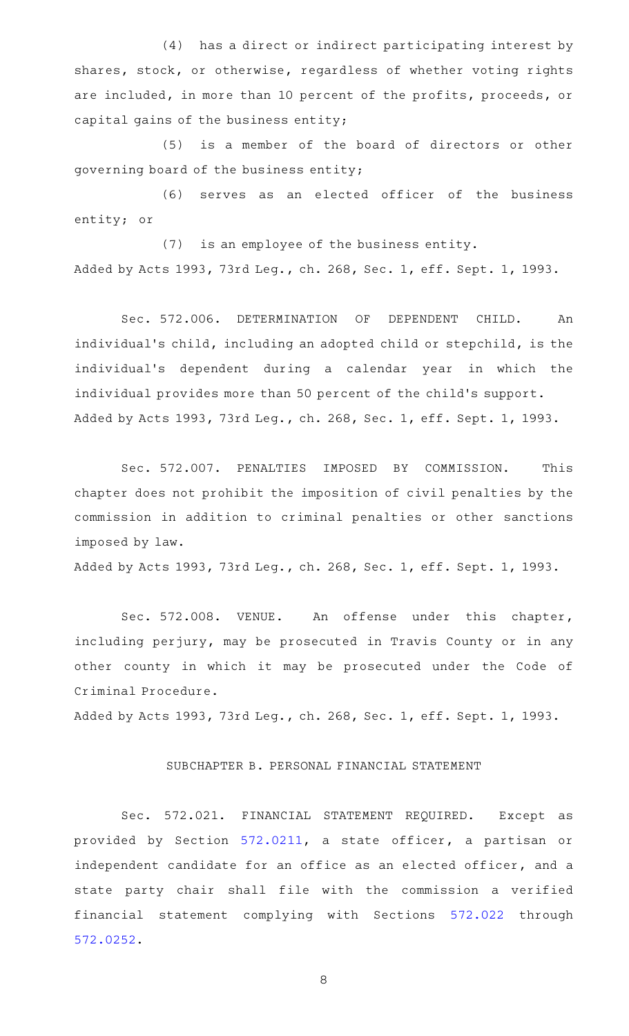(4) has a direct or indirect participating interest by shares, stock, or otherwise, regardless of whether voting rights are included, in more than 10 percent of the profits, proceeds, or capital gains of the business entity;

(5) is a member of the board of directors or other governing board of the business entity;

(6) serves as an elected officer of the business entity; or

(7) is an employee of the business entity.

Added by Acts 1993, 73rd Leg., ch. 268, Sec. 1, eff. Sept. 1, 1993.

Sec. 572.006. DETERMINATION OF DEPENDENT CHILD. An individual's child, including an adopted child or stepchild, is the individual's dependent during a calendar year in which the individual provides more than 50 percent of the child's support.

Added by Acts 1993, 73rd Leg., ch. 268, Sec. 1, eff. Sept. 1, 1993.

Sec. 572.007. PENALTIES IMPOSED BY COMMISSION. This chapter does not prohibit the imposition of civil penalties by the commission in addition to criminal penalties or other sanctions imposed by law.

Added by Acts 1993, 73rd Leg., ch. 268, Sec. 1, eff. Sept. 1, 1993.

Sec. 572.008. VENUE. An offense under this chapter, including perjury, may be prosecuted in Travis County or in any other county in which it may be prosecuted under the Code of Criminal Procedure.

Added by Acts 1993, 73rd Leg., ch. 268, Sec. 1, eff. Sept. 1, 1993.

## SUBCHAPTER B. PERSONAL FINANCIAL STATEMENT

Sec. 572.021. FINANCIAL STATEMENT REQUIRED. Except as provided by Section 572.0211, a state officer, a partisan or independent candidate for an office as an elected officer, and a state party chair shall file with the commission a verified financial statement complying with Sections 572.022 through 572.0252.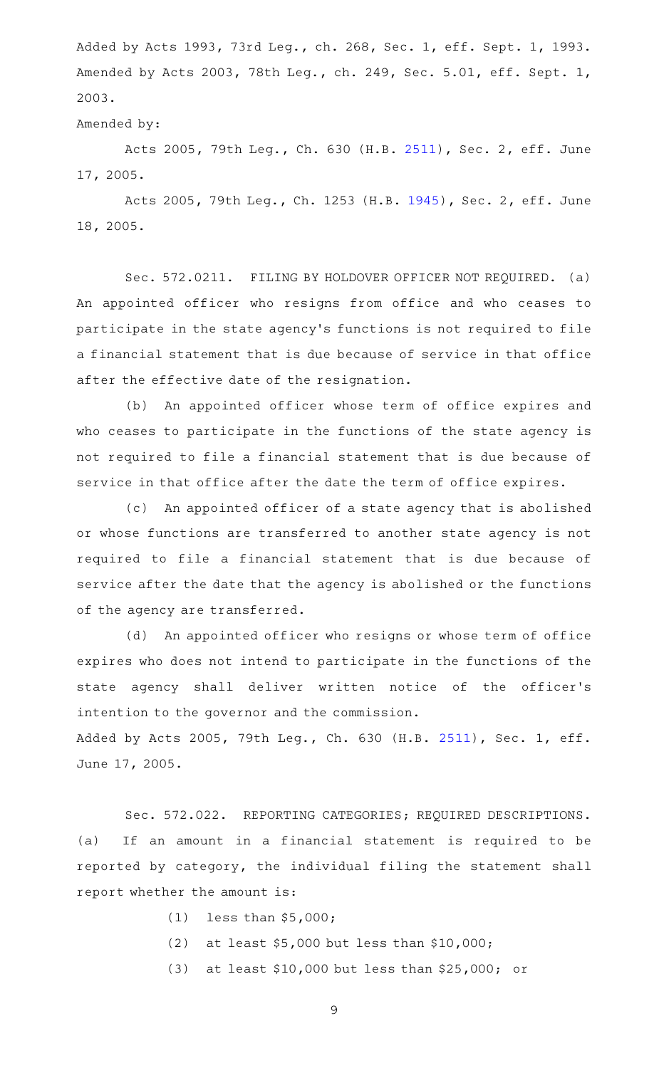Added by Acts 1993, 73rd Leg., ch. 268, Sec. 1, eff. Sept. 1, 1993. Amended by Acts 2003, 78th Leg., ch. 249, Sec. 5.01, eff. Sept. 1, 2003.

Amended by:

Acts 2005, 79th Leg., Ch. 630 (H.B. 2511), Sec. 2, eff. June 17, 2005.

Acts 2005, 79th Leg., Ch. 1253 (H.B. 1945), Sec. 2, eff. June 18, 2005.

Sec. 572.0211. FILING BY HOLDOVER OFFICER NOT REQUIRED. (a) An appointed officer who resigns from office and who ceases to participate in the state agency's functions is not required to file a financial statement that is due because of service in that office after the effective date of the resignation.

(b) An appointed officer whose term of office expires and who ceases to participate in the functions of the state agency is not required to file a financial statement that is due because of service in that office after the date the term of office expires.

(c) An appointed officer of a state agency that is abolished or whose functions are transferred to another state agency is not required to file a financial statement that is due because of service after the date that the agency is abolished or the functions of the agency are transferred.

(d) An appointed officer who resigns or whose term of office expires who does not intend to participate in the functions of the state agency shall deliver written notice of the officer's intention to the governor and the commission.

Added by Acts 2005, 79th Leg., Ch. 630 (H.B. 2511), Sec. 1, eff. June 17, 2005.

Sec. 572.022. REPORTING CATEGORIES; REQUIRED DESCRIPTIONS. (a) If an amount in a financial statement is required to be reported by category, the individual filing the statement shall report whether the amount is:

(1) less than $5,000;

(2) at least $5,000 but less than $10,000;

(3) at least $10,000 but less than $25,000; or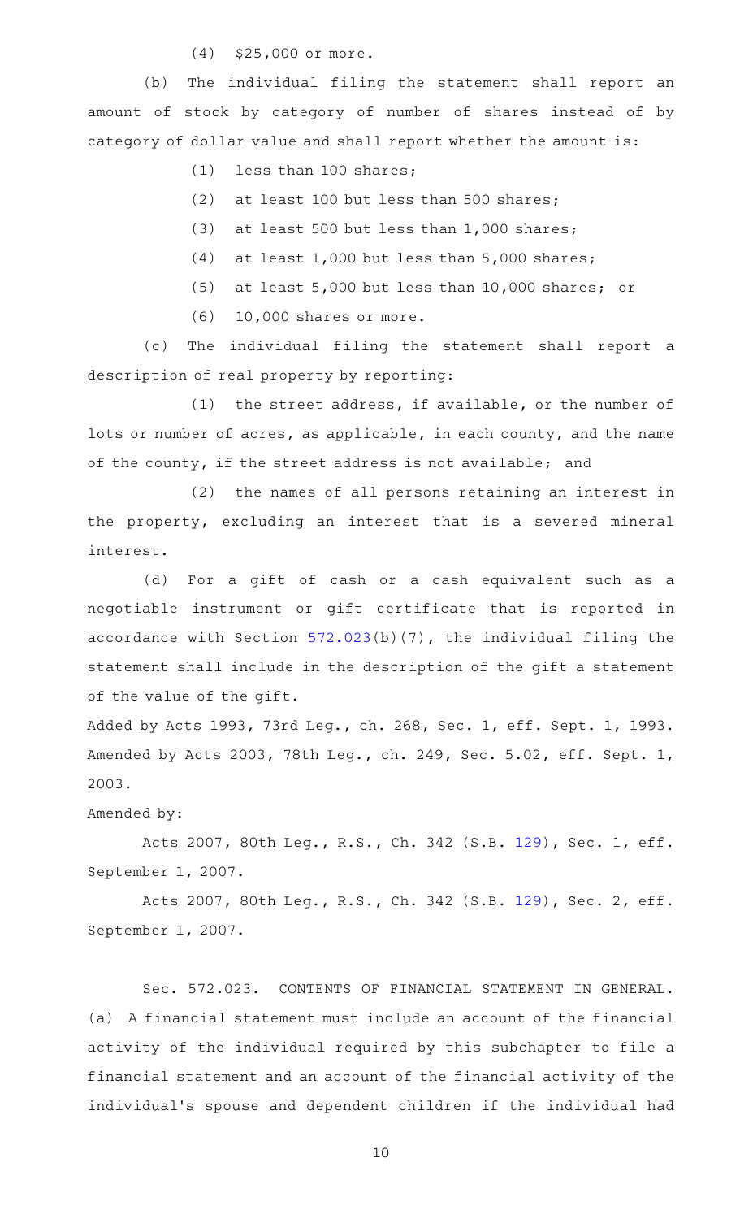(4) $25,000 or more.

(b) The individual filing the statement shall report an amount of stock by category of number of shares instead of by category of dollar value and shall report whether the amount is:

(1) less than 100 shares;

(2) at least 100 but less than 500 shares;

(3) at least 500 but less than 1,000 shares;

(4) at least 1,000 but less than 5,000 shares;

(5) at least 5,000 but less than 10,000 shares; or

(6) 10,000 shares or more.

(c) The individual filing the statement shall report a description of real property by reporting:

(1) the street address, if available, or the number of lots or number of acres, as applicable, in each county, and the name of the county, if the street address is not available; and

(2) the names of all persons retaining an interest in the property, excluding an interest that is a severed mineral interest.

(d) For a gift of cash or a cash equivalent such as a negotiable instrument or gift certificate that is reported in accordance with Section 572.023(b)(7), the individual filing the statement shall include in the description of the gift a statement of the value of the gift.

Added by Acts 1993, 73rd Leg., ch. 268, Sec. 1, eff. Sept. 1, 1993. Amended by Acts 2003, 78th Leg., ch. 249, Sec. 5.02, eff. Sept. 1, 2003.

Amended by:

Acts 2007, 80th Leg., R.S., Ch. 342 (S.B. 129), Sec. 1, eff. September 1, 2007.

Acts 2007, 80th Leg., R.S., Ch. 342 (S.B. 129), Sec. 2, eff. September 1, 2007.

Sec. 572.023. CONTENTS OF FINANCIAL STATEMENT IN GENERAL. (a) A financial statement must include an account of the financial activity of the individual required by this subchapter to file a financial statement and an account of the financial activity of the individual's spouse and dependent children if the individual had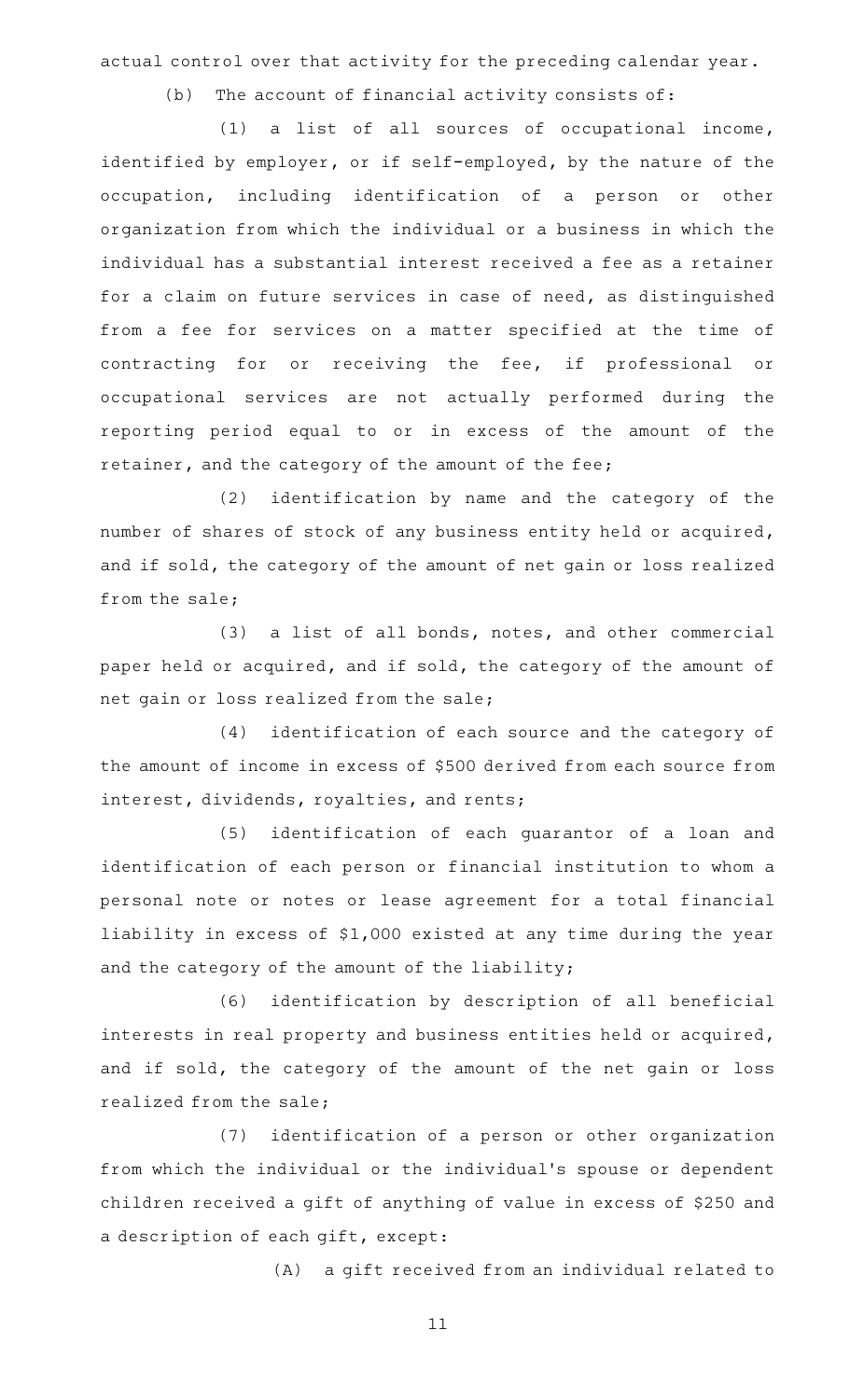actual control over that activity for the preceding calendar year.

(b) The account of financial activity consists of:

(1) a list of all sources of occupational income, identified by employer, or if self-employed, by the nature of the occupation, including identification of a person or other organization from which the individual or a business in which the individual has a substantial interest received a fee as a retainer for a claim on future services in case of need, as distinguished from a fee for services on a matter specified at the time of contracting for or receiving the fee, if professional or occupational services are not actually performed during the reporting period equal to or in excess of the amount of the retainer, and the category of the amount of the fee;

(2) identification by name and the category of the number of shares of stock of any business entity held or acquired, and if sold, the category of the amount of net gain or loss realized from the sale;

(3) a list of all bonds, notes, and other commercial paper held or acquired, and if sold, the category of the amount of net gain or loss realized from the sale;

(4) identification of each source and the category of the amount of income in excess of $500 derived from each source from interest, dividends, royalties, and rents;

(5) identification of each guarantor of a loan and identification of each person or financial institution to whom a personal note or notes or lease agreement for a total financial liability in excess of $1,000 existed at any time during the year and the category of the amount of the liability;

(6) identification by description of all beneficial interests in real property and business entities held or acquired, and if sold, the category of the amount of the net gain or loss realized from the sale;

(7) identification of a person or other organization from which the individual or the individual's spouse or dependent children received a gift of anything of value in excess of $250 and a description of each gift, except:

(A) a gift received from an individual related to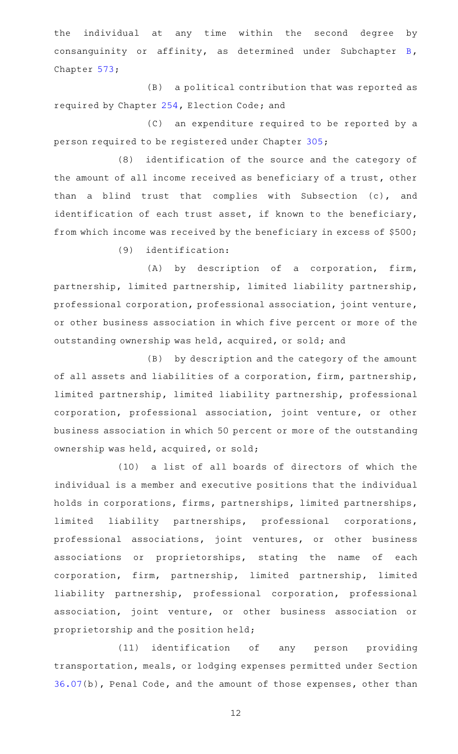the individual at any time within the second degree by consanguinity or affinity, as determined under Subchapter B, Chapter 573;

(B) a political contribution that was reported as required by Chapter 254, Election Code; and

(C) an expenditure required to be reported by a person required to be registered under Chapter 305;

(8) identification of the source and the category of the amount of all income received as beneficiary of a trust, other than a blind trust that complies with Subsection (c), and identification of each trust asset, if known to the beneficiary, from which income was received by the beneficiary in excess of $500;

(9) identification:

(A) by description of a corporation, firm, partnership, limited partnership, limited liability partnership, professional corporation, professional association, joint venture, or other business association in which five percent or more of the outstanding ownership was held, acquired, or sold; and

(B) by description and the category of the amount of all assets and liabilities of a corporation, firm, partnership, limited partnership, limited liability partnership, professional corporation, professional association, joint venture, or other business association in which 50 percent or more of the outstanding ownership was held, acquired, or sold;

(10) a list of all boards of directors of which the individual is a member and executive positions that the individual holds in corporations, firms, partnerships, limited partnerships, limited liability partnerships, professional corporations, professional associations, joint ventures, or other business associations or proprietorships, stating the name of each corporation, firm, partnership, limited partnership, limited liability partnership, professional corporation, professional association, joint venture, or other business association or proprietorship and the position held;

(11) identification of any person providing transportation, meals, or lodging expenses permitted under Section 36.07(b), Penal Code, and the amount of those expenses, other than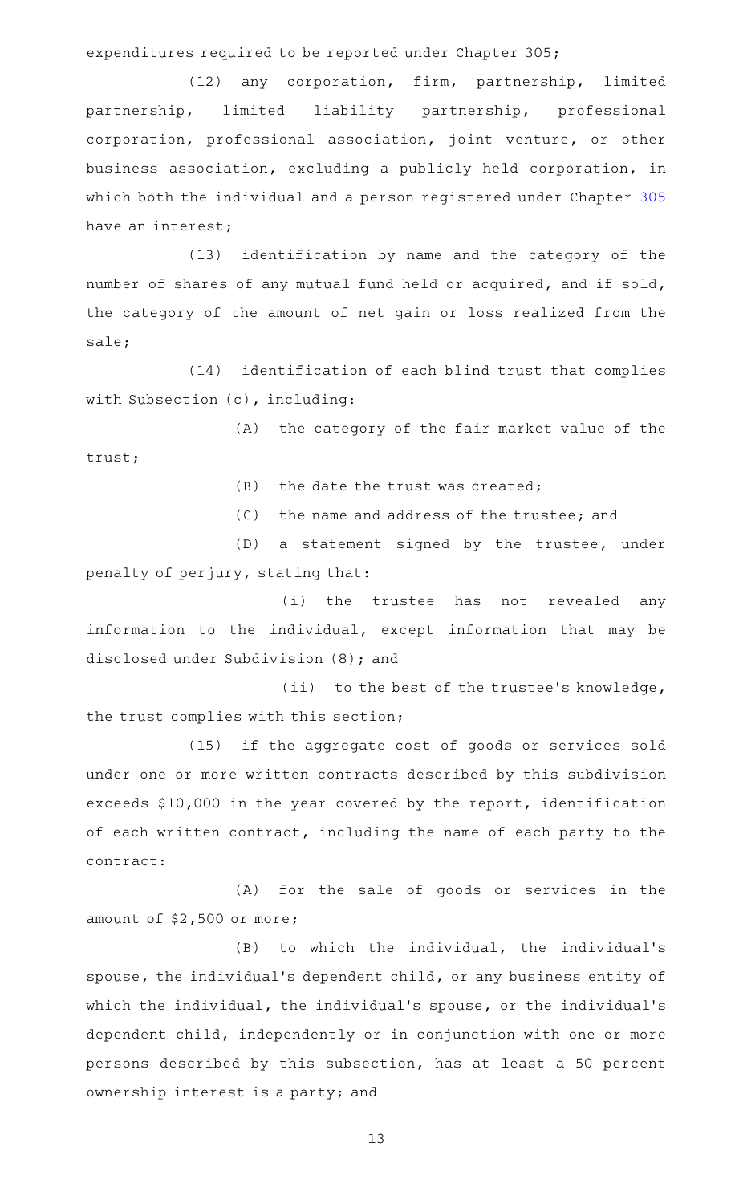expenditures required to be reported under Chapter 305;

(12) any corporation, firm, partnership, limited partnership, limited liability partnership, professional corporation, professional association, joint venture, or other business association, excluding a publicly held corporation, in which both the individual and a person registered under Chapter 305 have an interest;

(13) identification by name and the category of the number of shares of any mutual fund held or acquired, and if sold, the category of the amount of net gain or loss realized from the sale;

(14) identification of each blind trust that complies with Subsection (c), including:

(A) the category of the fair market value of the trust;

(B) the date the trust was created;

(C) the name and address of the trustee; and

(D) a statement signed by the trustee, under penalty of perjury, stating that:

(i) the trustee has not revealed any information to the individual, except information that may be disclosed under Subdivision (8); and

(ii) to the best of the trustee's knowledge, the trust complies with this section;

(15) if the aggregate cost of goods or services sold under one or more written contracts described by this subdivision exceeds $10,000 in the year covered by the report, identification of each written contract, including the name of each party to the contract:

(A) for the sale of goods or services in the amount of $2,500 or more;

(B) to which the individual, the individual's spouse, the individual's dependent child, or any business entity of which the individual, the individual's spouse, or the individual's dependent child, independently or in conjunction with one or more persons described by this subsection, has at least a 50 percent ownership interest is a party; and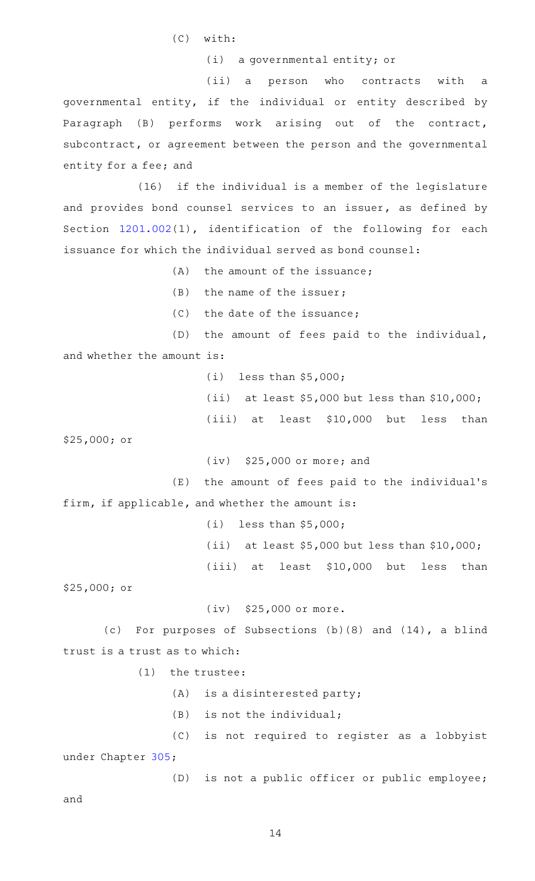(C) with:

(i) a governmental entity; or

(ii) a person who contracts with a governmental entity, if the individual or entity described by Paragraph (B) performs work arising out of the contract, subcontract, or agreement between the person and the governmental entity for a fee; and

(16) if the individual is a member of the legislature and provides bond counsel services to an issuer, as defined by Section 1201.002(1), identification of the following for each issuance for which the individual served as bond counsel:

(A) the amount of the issuance;

(B) the name of the issuer;

(C) the date of the issuance;

(D) the amount of fees paid to the individual, and whether the amount is:

(i) less than $5,000;

(ii) at least $5,000 but less than $10,000;

(iii) at least $10,000 but less than $25,000; or

(iv) $25,000 or more; and

(E) the amount of fees paid to the individual's firm, if applicable, and whether the amount is:

(i) less than $5,000;

(ii) at least $5,000 but less than $10,000;

(iii) at least $10,000 but less than $25,000; or

(iv) $25,000 or more.

(c) For purposes of Subsections (b)(8) and (14), a blind trust is a trust as to which:

(1) the trustee:

(A) is a disinterested party;

(B) is not the individual;

(C) is not required to register as a lobbyist under Chapter 305;

(D) is not a public officer or public employee; and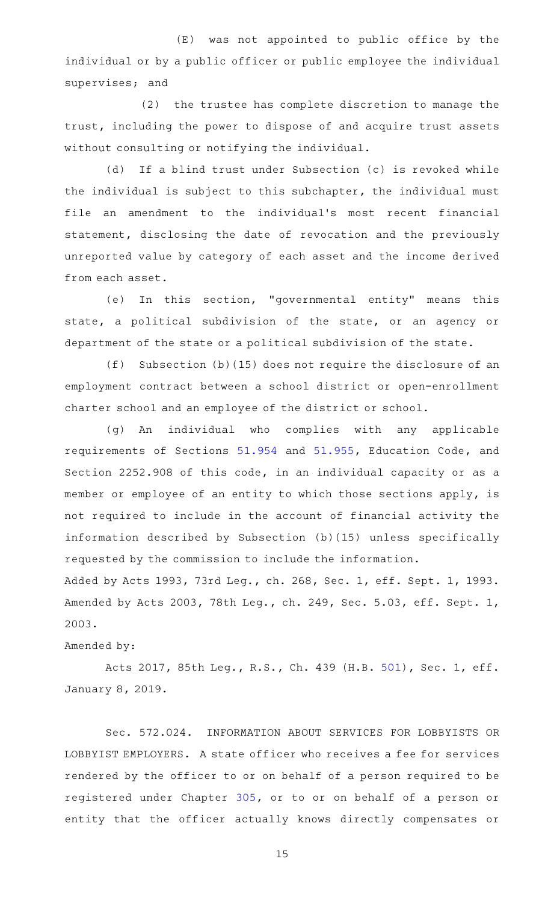(E) was not appointed to public office by the individual or by a public officer or public employee the individual supervises; and

(2) the trustee has complete discretion to manage the trust, including the power to dispose of and acquire trust assets without consulting or notifying the individual.

(d) If a blind trust under Subsection (c) is revoked while the individual is subject to this subchapter, the individual must file an amendment to the individual's most recent financial statement, disclosing the date of revocation and the previously unreported value by category of each asset and the income derived from each asset.

(e) In this section, "governmental entity" means this state, a political subdivision of the state, or an agency or department of the state or a political subdivision of the state.

(f) Subsection (b)(15) does not require the disclosure of an employment contract between a school district or open-enrollment charter school and an employee of the district or school.

(g) An individual who complies with any applicable requirements of Sections 51.954 and 51.955, Education Code, and Section 2252.908 of this code, in an individual capacity or as a member or employee of an entity to which those sections apply, is not required to include in the account of financial activity the information described by Subsection (b)(15) unless specifically requested by the commission to include the information.

Added by Acts 1993, 73rd Leg., ch. 268, Sec. 1, eff. Sept. 1, 1993. Amended by Acts 2003, 78th Leg., ch. 249, Sec. 5.03, eff. Sept. 1, 2003.

Amended by:

Acts 2017, 85th Leg., R.S., Ch. 439 (H.B. 501), Sec. 1, eff. January 8, 2019.

Sec. 572.024. INFORMATION ABOUT SERVICES FOR LOBBYISTS OR LOBBYIST EMPLOYERS. A state officer who receives a fee for services rendered by the officer to or on behalf of a person required to be registered under Chapter 305, or to or on behalf of a person or entity that the officer actually knows directly compensates or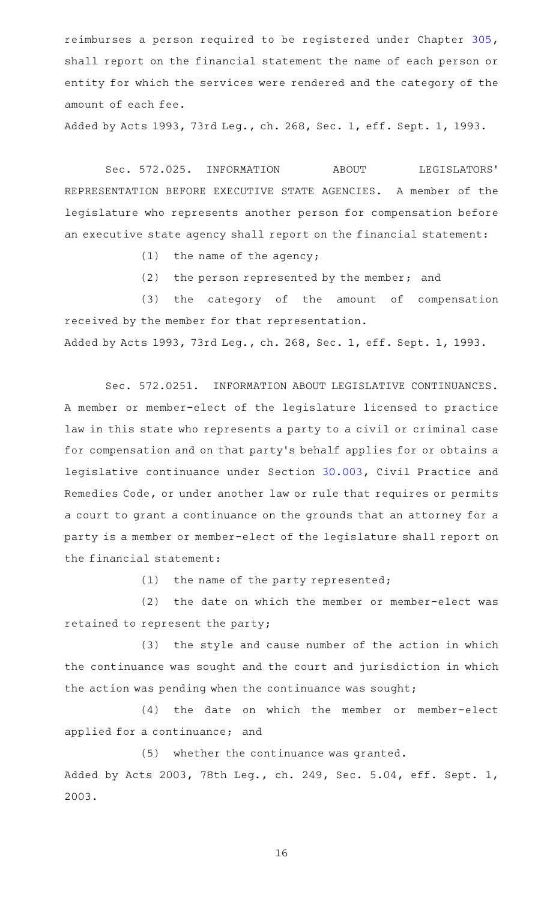reimburses a person required to be registered under Chapter 305, shall report on the financial statement the name of each person or entity for which the services were rendered and the category of the amount of each fee.

Added by Acts 1993, 73rd Leg., ch. 268, Sec. 1, eff. Sept. 1, 1993.

Sec. 572.025. INFORMATION ABOUT LEGISLATORS' REPRESENTATION BEFORE EXECUTIVE STATE AGENCIES. A member of the legislature who represents another person for compensation before an executive state agency shall report on the financial statement:

(1) the name of the agency;

(2) the person represented by the member; and

(3) the category of the amount of compensation received by the member for that representation.

Added by Acts 1993, 73rd Leg., ch. 268, Sec. 1, eff. Sept. 1, 1993.

Sec. 572.0251. INFORMATION ABOUT LEGISLATIVE CONTINUANCES. A member or member-elect of the legislature licensed to practice law in this state who represents a party to a civil or criminal case for compensation and on that party's behalf applies for or obtains a legislative continuance under Section 30.003, Civil Practice and Remedies Code, or under another law or rule that requires or permits a court to grant a continuance on the grounds that an attorney for a party is a member or member-elect of the legislature shall report on the financial statement:

(1) the name of the party represented;

(2) the date on which the member or member-elect was retained to represent the party;

(3) the style and cause number of the action in which the continuance was sought and the court and jurisdiction in which the action was pending when the continuance was sought;

(4) the date on which the member or member-elect applied for a continuance; and

(5) whether the continuance was granted.

Added by Acts 2003, 78th Leg., ch. 249, Sec. 5.04, eff. Sept. 1, 2003.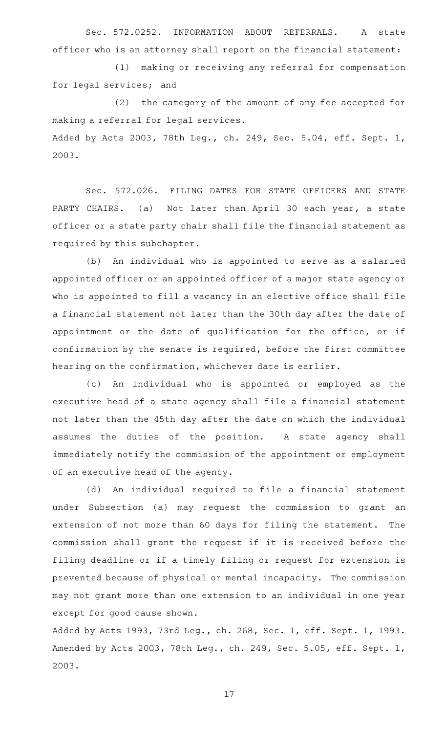Sec. 572.0252. INFORMATION ABOUT REFERRALS. A state officer who is an attorney shall report on the financial statement:

(1) making or receiving any referral for compensation for legal services; and

(2) the category of the amount of any fee accepted for making a referral for legal services.

Added by Acts 2003, 78th Leg., ch. 249, Sec. 5.04, eff. Sept. 1, 2003.

Sec. 572.026. FILING DATES FOR STATE OFFICERS AND STATE PARTY CHAIRS. (a) Not later than April 30 each year, a state officer or a state party chair shall file the financial statement as required by this subchapter.

(b) An individual who is appointed to serve as a salaried appointed officer or an appointed officer of a major state agency or who is appointed to fill a vacancy in an elective office shall file a financial statement not later than the 30th day after the date of appointment or the date of qualification for the office, or if confirmation by the senate is required, before the first committee hearing on the confirmation, whichever date is earlier.

(c) An individual who is appointed or employed as the executive head of a state agency shall file a financial statement not later than the 45th day after the date on which the individual assumes the duties of the position. A state agency shall immediately notify the commission of the appointment or employment of an executive head of the agency.

(d) An individual required to file a financial statement under Subsection (a) may request the commission to grant an extension of not more than 60 days for filing the statement. The commission shall grant the request if it is received before the filing deadline or if a timely filing or request for extension is prevented because of physical or mental incapacity. The commission may not grant more than one extension to an individual in one year except for good cause shown.

Added by Acts 1993, 73rd Leg., ch. 268, Sec. 1, eff. Sept. 1, 1993. Amended by Acts 2003, 78th Leg., ch. 249, Sec. 5.05, eff. Sept. 1, 2003.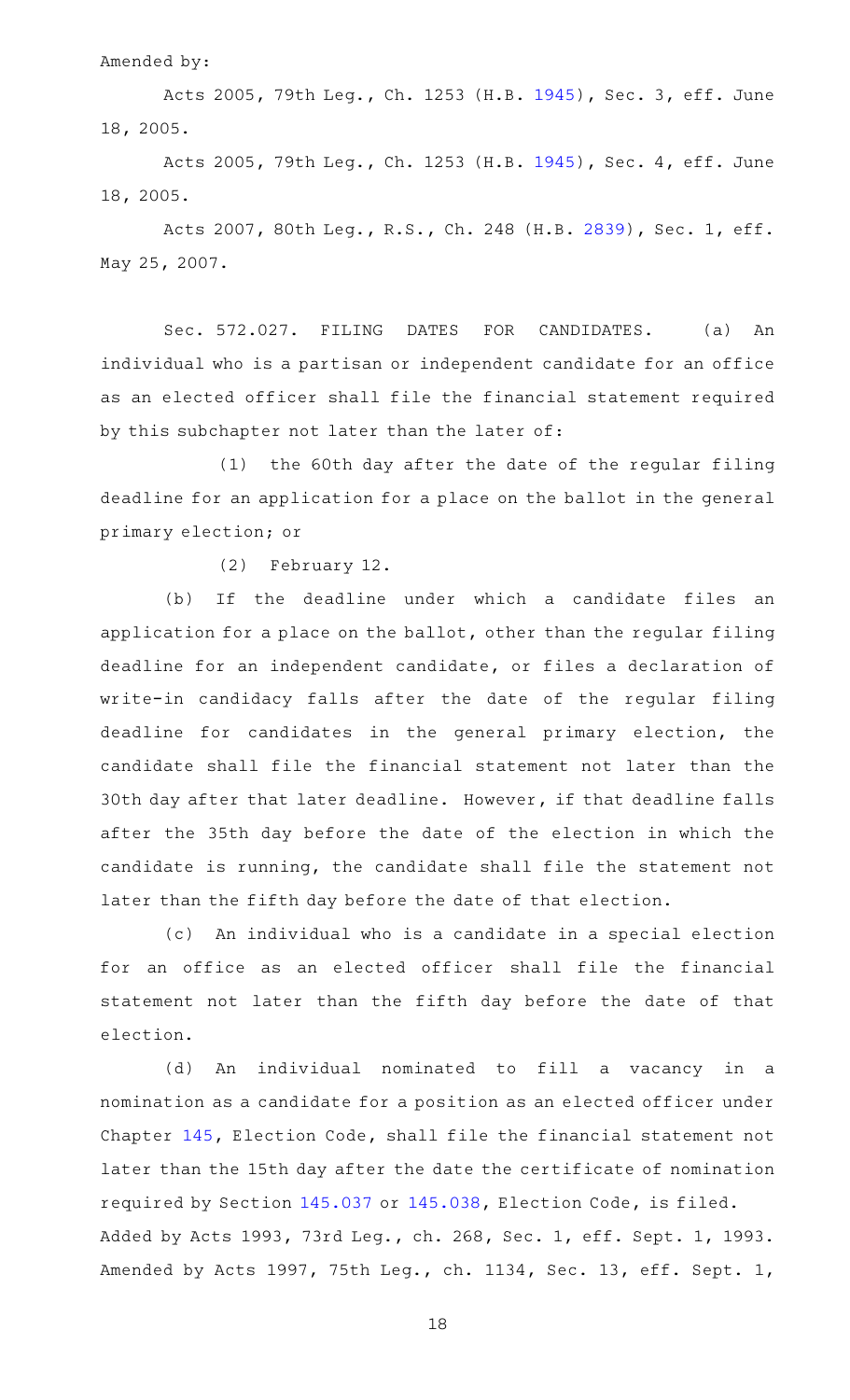Amended by:

Acts 2005, 79th Leg., Ch. 1253 (H.B. 1945), Sec. 3, eff. June 18, 2005.

Acts 2005, 79th Leg., Ch. 1253 (H.B. 1945), Sec. 4, eff. June 18, 2005.

Acts 2007, 80th Leg., R.S., Ch. 248 (H.B. 2839), Sec. 1, eff. May 25, 2007.

Sec. 572.027. FILING DATES FOR CANDIDATES. (a) An individual who is a partisan or independent candidate for an office as an elected officer shall file the financial statement required by this subchapter not later than the later of:

(1) the 60th day after the date of the regular filing deadline for an application for a place on the ballot in the general primary election; or

(2) February 12.

(b) If the deadline under which a candidate files an application for a place on the ballot, other than the regular filing deadline for an independent candidate, or files a declaration of write-in candidacy falls after the date of the regular filing deadline for candidates in the general primary election, the candidate shall file the financial statement not later than the 30th day after that later deadline. However, if that deadline falls after the 35th day before the date of the election in which the candidate is running, the candidate shall file the statement not later than the fifth day before the date of that election.

(c) An individual who is a candidate in a special election for an office as an elected officer shall file the financial statement not later than the fifth day before the date of that election.

(d) An individual nominated to fill a vacancy in a nomination as a candidate for a position as an elected officer under Chapter 145, Election Code, shall file the financial statement not later than the 15th day after the date the certificate of nomination required by Section 145.037 or 145.038, Election Code, is filed.

Added by Acts 1993, 73rd Leg., ch. 268, Sec. 1, eff. Sept. 1, 1993. Amended by Acts 1997, 75th Leg., ch. 1134, Sec. 13, eff. Sept. 1,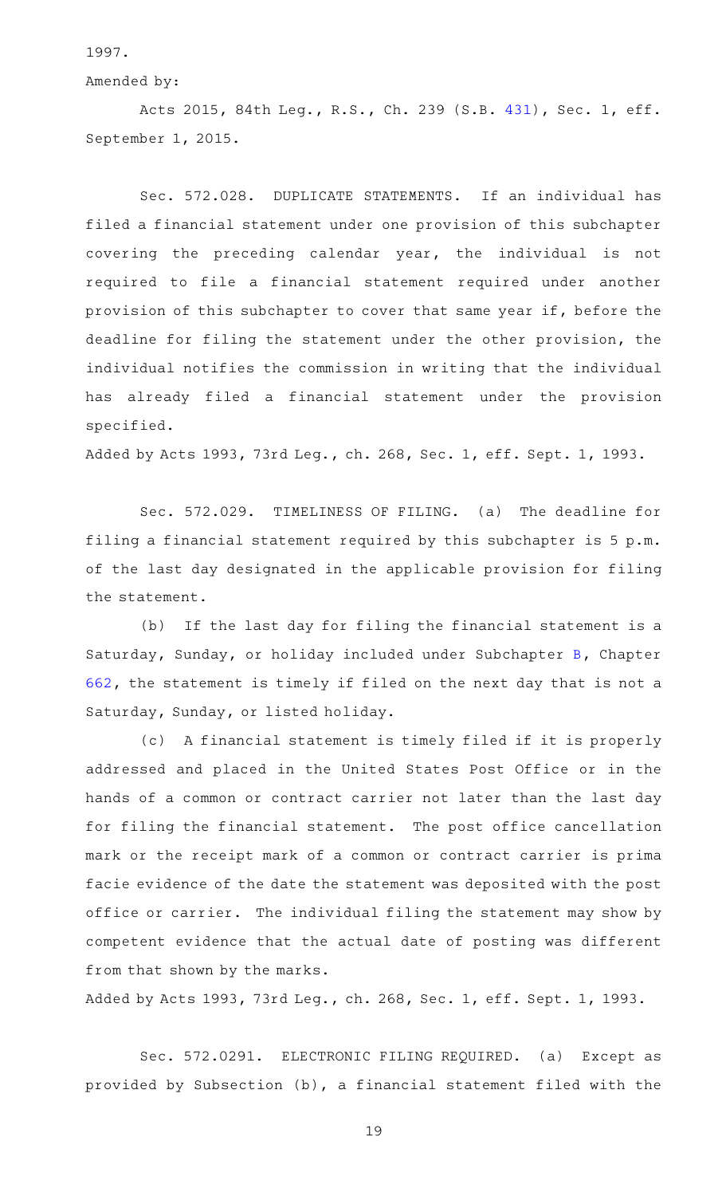1997.

Amended by:

Acts 2015, 84th Leg., R.S., Ch. 239 (S.B. 431), Sec. 1, eff. September 1, 2015.

Sec. 572.028. DUPLICATE STATEMENTS. If an individual has filed a financial statement under one provision of this subchapter covering the preceding calendar year, the individual is not required to file a financial statement required under another provision of this subchapter to cover that same year if, before the deadline for filing the statement under the other provision, the individual notifies the commission in writing that the individual has already filed a financial statement under the provision specified.

Added by Acts 1993, 73rd Leg., ch. 268, Sec. 1, eff. Sept. 1, 1993.

Sec. 572.029. TIMELINESS OF FILING. (a) The deadline for filing a financial statement required by this subchapter is 5 p.m. of the last day designated in the applicable provision for filing the statement.

(b) If the last day for filing the financial statement is a Saturday, Sunday, or holiday included under Subchapter B, Chapter 662, the statement is timely if filed on the next day that is not a Saturday, Sunday, or listed holiday.

(c) A financial statement is timely filed if it is properly addressed and placed in the United States Post Office or in the hands of a common or contract carrier not later than the last day for filing the financial statement. The post office cancellation mark or the receipt mark of a common or contract carrier is prima facie evidence of the date the statement was deposited with the post office or carrier. The individual filing the statement may show by competent evidence that the actual date of posting was different from that shown by the marks.

Added by Acts 1993, 73rd Leg., ch. 268, Sec. 1, eff. Sept. 1, 1993.

Sec. 572.0291. ELECTRONIC FILING REQUIRED. (a) Except as provided by Subsection (b), a financial statement filed with the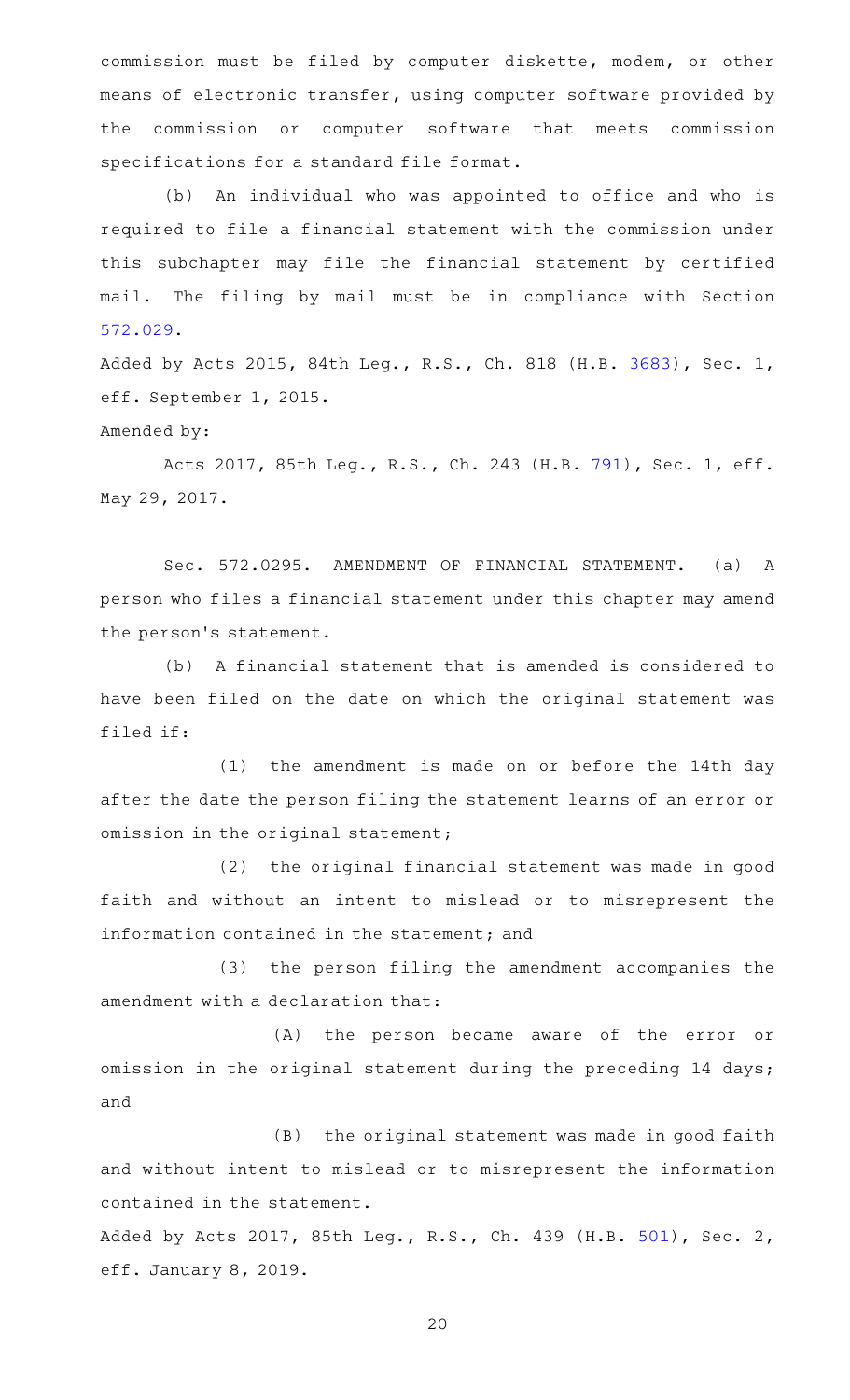commission must be filed by computer diskette, modem, or other means of electronic transfer, using computer software provided by the commission or computer software that meets commission specifications for a standard file format.

(b) An individual who was appointed to office and who is required to file a financial statement with the commission under this subchapter may file the financial statement by certified mail. The filing by mail must be in compliance with Section 572.029.

Added by Acts 2015, 84th Leg., R.S., Ch. 818 (H.B. 3683), Sec. 1, eff. September 1, 2015.

Amended by:

Acts 2017, 85th Leg., R.S., Ch. 243 (H.B. 791), Sec. 1, eff. May 29, 2017.

Sec. 572.0295. AMENDMENT OF FINANCIAL STATEMENT. (a) A person who files a financial statement under this chapter may amend the person's statement.

(b) A financial statement that is amended is considered to have been filed on the date on which the original statement was filed if:

(1) the amendment is made on or before the 14th day after the date the person filing the statement learns of an error or omission in the original statement;

(2) the original financial statement was made in good faith and without an intent to mislead or to misrepresent the information contained in the statement; and

(3) the person filing the amendment accompanies the amendment with a declaration that:

(A) the person became aware of the error or omission in the original statement during the preceding 14 days; and

(B) the original statement was made in good faith and without intent to mislead or to misrepresent the information contained in the statement.

Added by Acts 2017, 85th Leg., R.S., Ch. 439 (H.B. 501), Sec. 2, eff. January 8, 2019.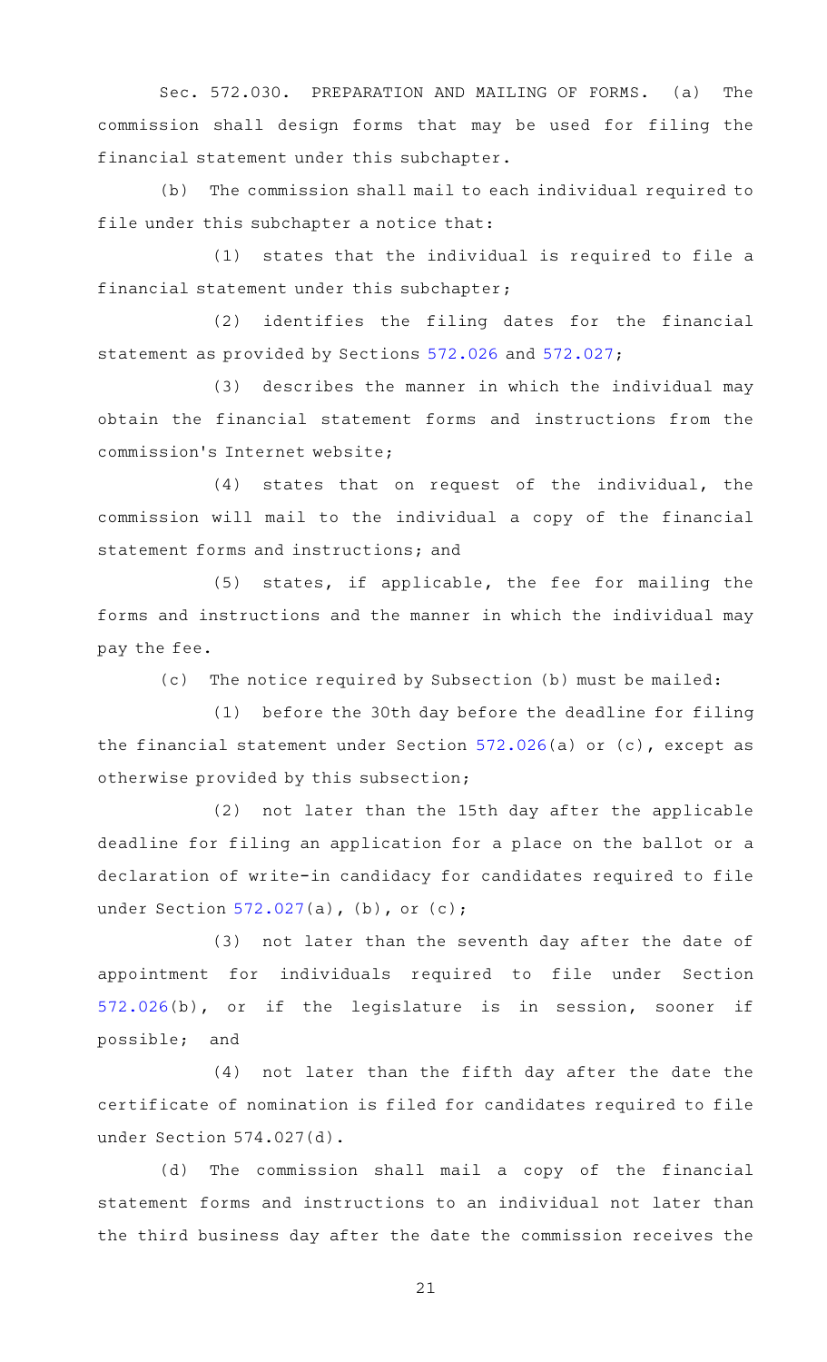Sec. 572.030. PREPARATION AND MAILING OF FORMS. (a) The commission shall design forms that may be used for filing the financial statement under this subchapter.

(b) The commission shall mail to each individual required to file under this subchapter a notice that:

(1) states that the individual is required to file a financial statement under this subchapter;

(2) identifies the filing dates for the financial statement as provided by Sections 572.026 and 572.027;

(3) describes the manner in which the individual may obtain the financial statement forms and instructions from the commission's Internet website;

(4) states that on request of the individual, the commission will mail to the individual a copy of the financial statement forms and instructions; and

(5) states, if applicable, the fee for mailing the forms and instructions and the manner in which the individual may pay the fee.

(c) The notice required by Subsection (b) must be mailed:

(1) before the 30th day before the deadline for filing the financial statement under Section 572.026(a) or (c), except as otherwise provided by this subsection;

(2) not later than the 15th day after the applicable deadline for filing an application for a place on the ballot or a declaration of write-in candidacy for candidates required to file under Section 572.027(a), (b), or (c);

(3) not later than the seventh day after the date of appointment for individuals required to file under Section 572.026(b), or if the legislature is in session, sooner if possible; and

(4) not later than the fifth day after the date the certificate of nomination is filed for candidates required to file under Section 574.027(d).

(d) The commission shall mail a copy of the financial statement forms and instructions to an individual not later than the third business day after the date the commission receives the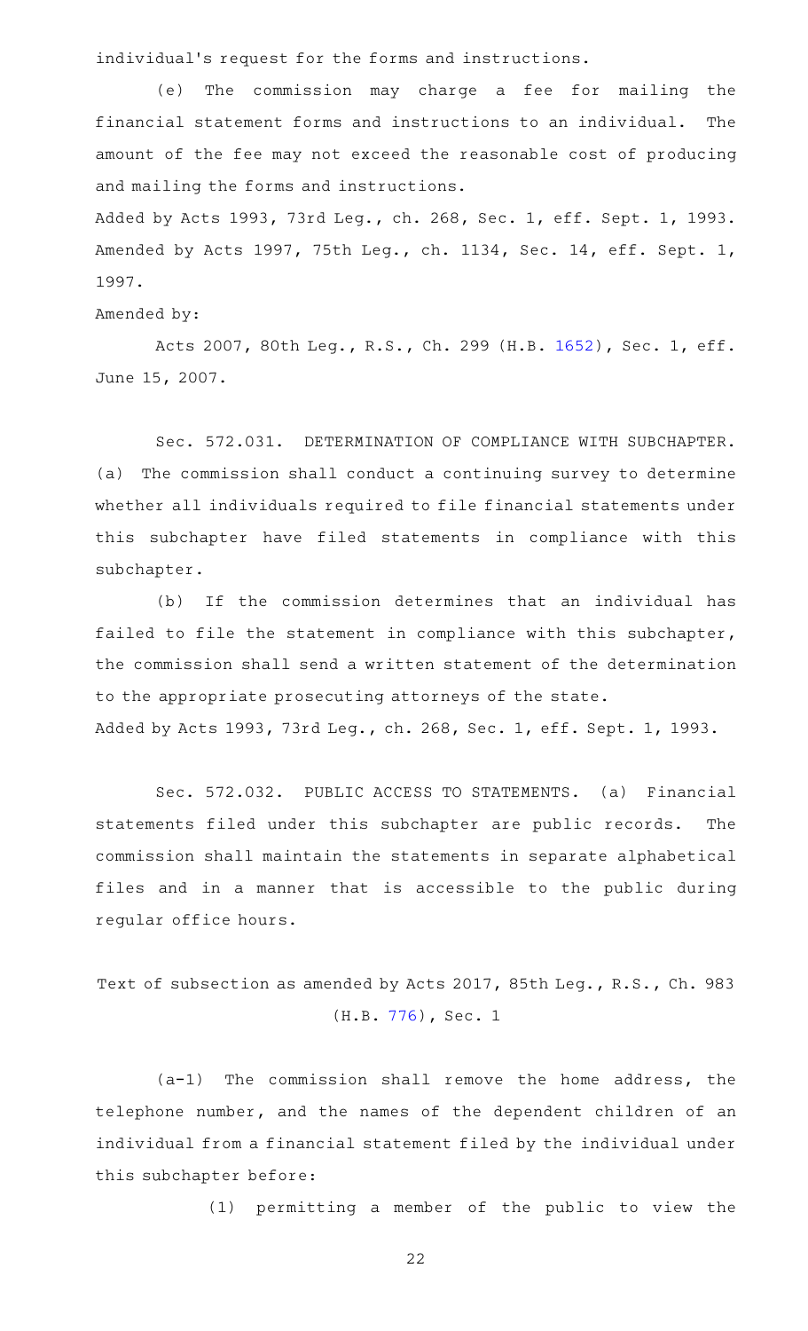individual's request for the forms and instructions.

(e) The commission may charge a fee for mailing the financial statement forms and instructions to an individual. The amount of the fee may not exceed the reasonable cost of producing and mailing the forms and instructions.

Added by Acts 1993, 73rd Leg., ch. 268, Sec. 1, eff. Sept. 1, 1993. Amended by Acts 1997, 75th Leg., ch. 1134, Sec. 14, eff. Sept. 1, 1997.

Amended by:

Acts 2007, 80th Leg., R.S., Ch. 299 (H.B. 1652), Sec. 1, eff. June 15, 2007.

Sec. 572.031. DETERMINATION OF COMPLIANCE WITH SUBCHAPTER. (a) The commission shall conduct a continuing survey to determine whether all individuals required to file financial statements under this subchapter have filed statements in compliance with this subchapter.

(b) If the commission determines that an individual has failed to file the statement in compliance with this subchapter, the commission shall send a written statement of the determination to the appropriate prosecuting attorneys of the state.

Added by Acts 1993, 73rd Leg., ch. 268, Sec. 1, eff. Sept. 1, 1993.

Sec. 572.032. PUBLIC ACCESS TO STATEMENTS. (a) Financial statements filed under this subchapter are public records. The commission shall maintain the statements in separate alphabetical files and in a manner that is accessible to the public during regular office hours.

Text of subsection as amended by Acts 2017, 85th Leg., R.S., Ch. 983 (H.B. 776), Sec. 1

(a-1) The commission shall remove the home address, the telephone number, and the names of the dependent children of an individual from a financial statement filed by the individual under this subchapter before:

(1) permitting a member of the public to view the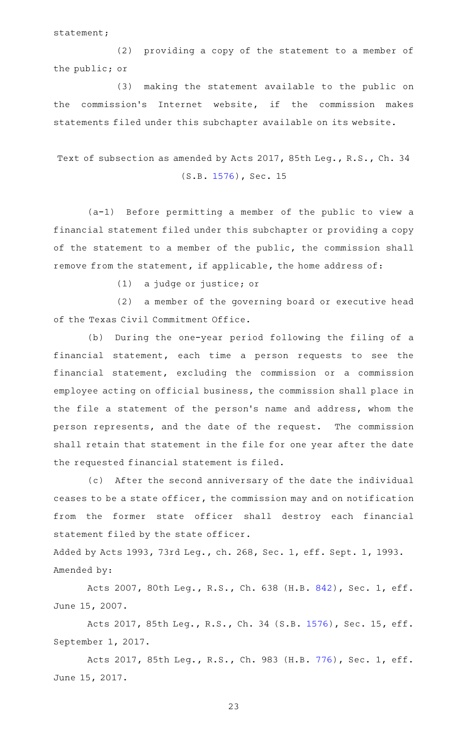statement;

(2) providing a copy of the statement to a member of the public; or

(3) making the statement available to the public on the commission's Internet website, if the commission makes statements filed under this subchapter available on its website.

Text of subsection as amended by Acts 2017, 85th Leg., R.S., Ch. 34 (S.B. 1576), Sec. 15

(a-1) Before permitting a member of the public to view a financial statement filed under this subchapter or providing a copy of the statement to a member of the public, the commission shall remove from the statement, if applicable, the home address of:

(1) a judge or justice; or

(2) a member of the governing board or executive head of the Texas Civil Commitment Office.

(b) During the one-year period following the filing of a financial statement, each time a person requests to see the financial statement, excluding the commission or a commission employee acting on official business, the commission shall place in the file a statement of the person's name and address, whom the person represents, and the date of the request. The commission shall retain that statement in the file for one year after the date the requested financial statement is filed.

(c) After the second anniversary of the date the individual ceases to be a state officer, the commission may and on notification from the former state officer shall destroy each financial statement filed by the state officer.

Added by Acts 1993, 73rd Leg., ch. 268, Sec. 1, eff. Sept. 1, 1993.
Amended by:

Acts 2007, 80th Leg., R.S., Ch. 638 (H.B. 842), Sec. 1, eff. June 15, 2007.

Acts 2017, 85th Leg., R.S., Ch. 34 (S.B. 1576), Sec. 15, eff. September 1, 2017.

Acts 2017, 85th Leg., R.S., Ch. 983 (H.B. 776), Sec. 1, eff. June 15, 2017.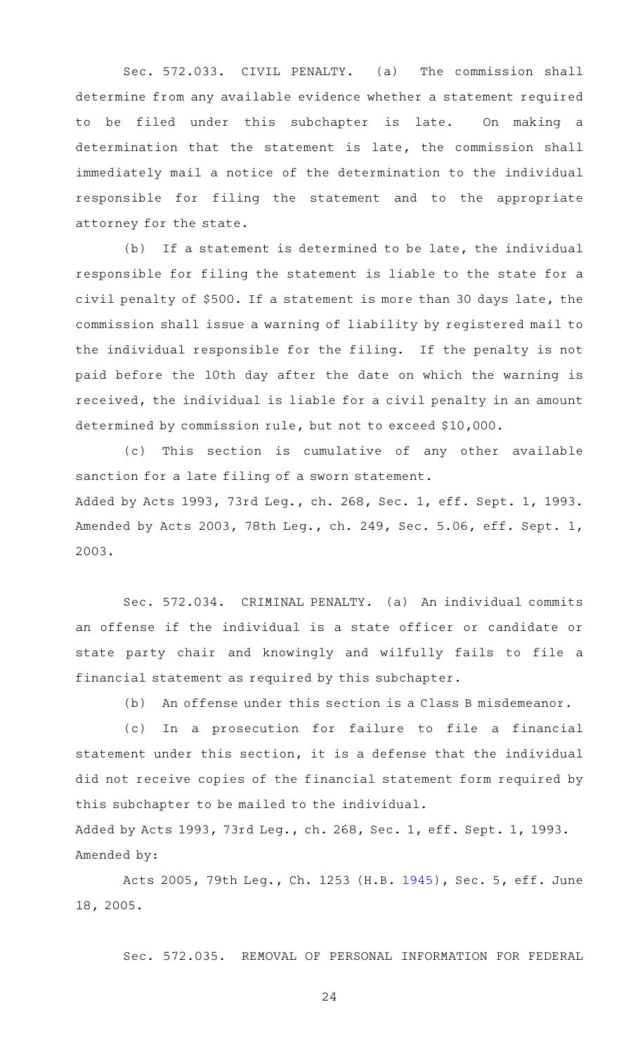Sec. 572.033. CIVIL PENALTY. (a) The commission shall determine from any available evidence whether a statement required to be filed under this subchapter is late. On making a determination that the statement is late, the commission shall immediately mail a notice of the determination to the individual responsible for filing the statement and to the appropriate attorney for the state.

(b) If a statement is determined to be late, the individual responsible for filing the statement is liable to the state for a civil penalty of $500. If a statement is more than 30 days late, the commission shall issue a warning of liability by registered mail to the individual responsible for the filing. If the penalty is not paid before the 10th day after the date on which the warning is received, the individual is liable for a civil penalty in an amount determined by commission rule, but not to exceed $10,000.

(c) This section is cumulative of any other available sanction for a late filing of a sworn statement.

Added by Acts 1993, 73rd Leg., ch. 268, Sec. 1, eff. Sept. 1, 1993. Amended by Acts 2003, 78th Leg., ch. 249, Sec. 5.06, eff. Sept. 1, 2003.

Sec. 572.034. CRIMINAL PENALTY. (a) An individual commits an offense if the individual is a state officer or candidate or state party chair and knowingly and wilfully fails to file a financial statement as required by this subchapter.

(b) An offense under this section is a Class B misdemeanor.

(c) In a prosecution for failure to file a financial statement under this section, it is a defense that the individual did not receive copies of the financial statement form required by this subchapter to be mailed to the individual.

Added by Acts 1993, 73rd Leg., ch. 268, Sec. 1, eff. Sept. 1, 1993. Amended by:

Acts 2005, 79th Leg., Ch. 1253 (H.B. 1945), Sec. 5, eff. June 18, 2005.

Sec. 572.035. REMOVAL OF PERSONAL INFORMATION FOR FEDERAL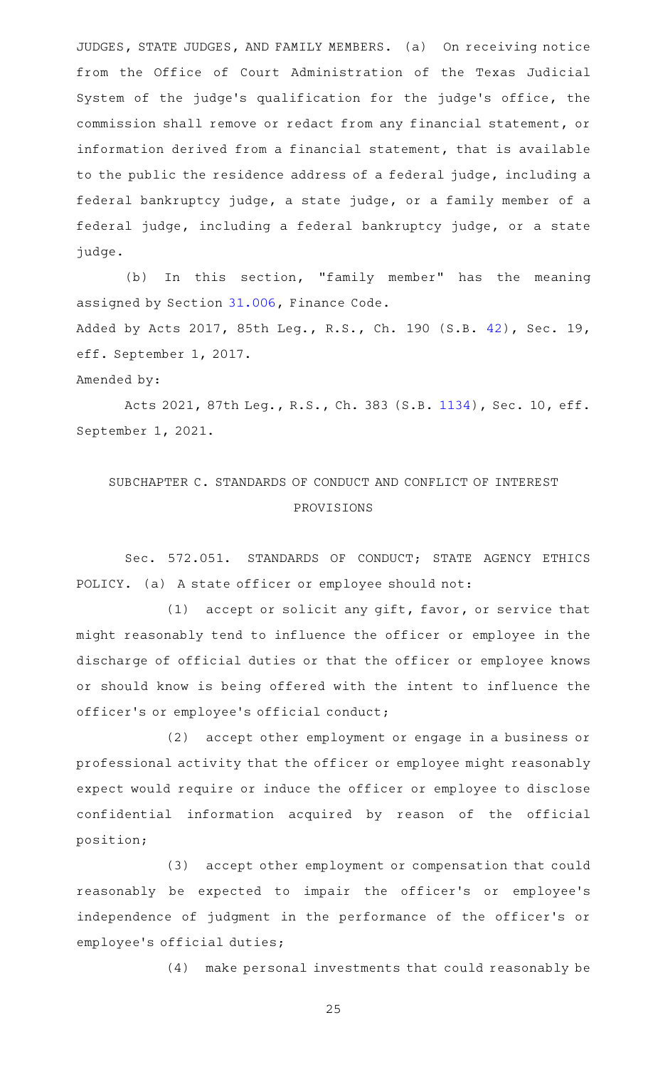JUDGES, STATE JUDGES, AND FAMILY MEMBERS. (a) On receiving notice from the Office of Court Administration of the Texas Judicial System of the judge's qualification for the judge's office, the commission shall remove or redact from any financial statement, or information derived from a financial statement, that is available to the public the residence address of a federal judge, including a federal bankruptcy judge, a state judge, or a family member of a federal judge, including a federal bankruptcy judge, or a state judge.

(b) In this section, "family member" has the meaning assigned by Section 31.006, Finance Code.

Added by Acts 2017, 85th Leg., R.S., Ch. 190 (S.B. 42), Sec. 19, eff. September 1, 2017.

Amended by:

Acts 2021, 87th Leg., R.S., Ch. 383 (S.B. 1134), Sec. 10, eff. September 1, 2021.

## SUBCHAPTER C. STANDARDS OF CONDUCT AND CONFLICT OF INTEREST PROVISIONS

Sec. 572.051. STANDARDS OF CONDUCT; STATE AGENCY ETHICS POLICY. (a) A state officer or employee should not:

(1) accept or solicit any gift, favor, or service that might reasonably tend to influence the officer or employee in the discharge of official duties or that the officer or employee knows or should know is being offered with the intent to influence the officer's or employee's official conduct;

(2) accept other employment or engage in a business or professional activity that the officer or employee might reasonably expect would require or induce the officer or employee to disclose confidential information acquired by reason of the official position;

(3) accept other employment or compensation that could reasonably be expected to impair the officer's or employee's independence of judgment in the performance of the officer's or employee's official duties;

(4) make personal investments that could reasonably be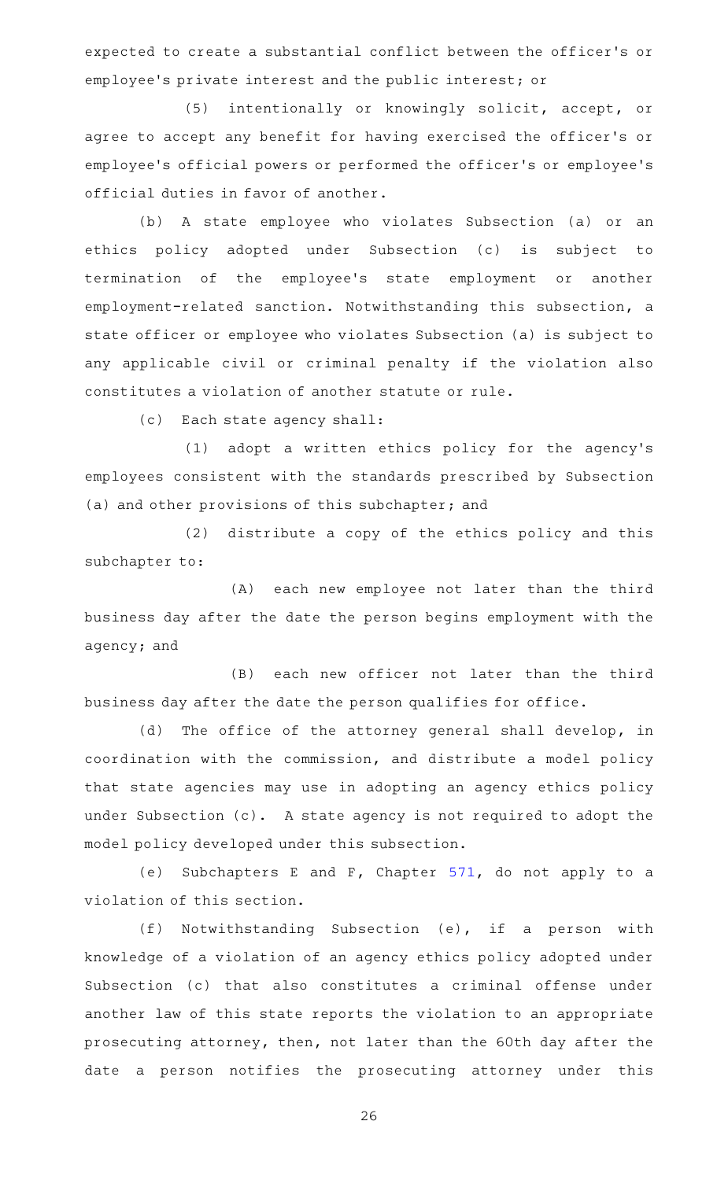expected to create a substantial conflict between the officer's or employee's private interest and the public interest; or

(5) intentionally or knowingly solicit, accept, or agree to accept any benefit for having exercised the officer's or employee's official powers or performed the officer's or employee's official duties in favor of another.

(b) A state employee who violates Subsection (a) or an ethics policy adopted under Subsection (c) is subject to termination of the employee's state employment or another employment-related sanction. Notwithstanding this subsection, a state officer or employee who violates Subsection (a) is subject to any applicable civil or criminal penalty if the violation also constitutes a violation of another statute or rule.

(c) Each state agency shall:

(1) adopt a written ethics policy for the agency's employees consistent with the standards prescribed by Subsection (a) and other provisions of this subchapter; and

(2) distribute a copy of the ethics policy and this subchapter to:

(A) each new employee not later than the third business day after the date the person begins employment with the agency; and

(B) each new officer not later than the third business day after the date the person qualifies for office.

(d) The office of the attorney general shall develop, in coordination with the commission, and distribute a model policy that state agencies may use in adopting an agency ethics policy under Subsection (c). A state agency is not required to adopt the model policy developed under this subsection.

(e) Subchapters E and F, Chapter 571, do not apply to a violation of this section.

(f) Notwithstanding Subsection (e), if a person with knowledge of a violation of an agency ethics policy adopted under Subsection (c) that also constitutes a criminal offense under another law of this state reports the violation to an appropriate prosecuting attorney, then, not later than the 60th day after the date a person notifies the prosecuting attorney under this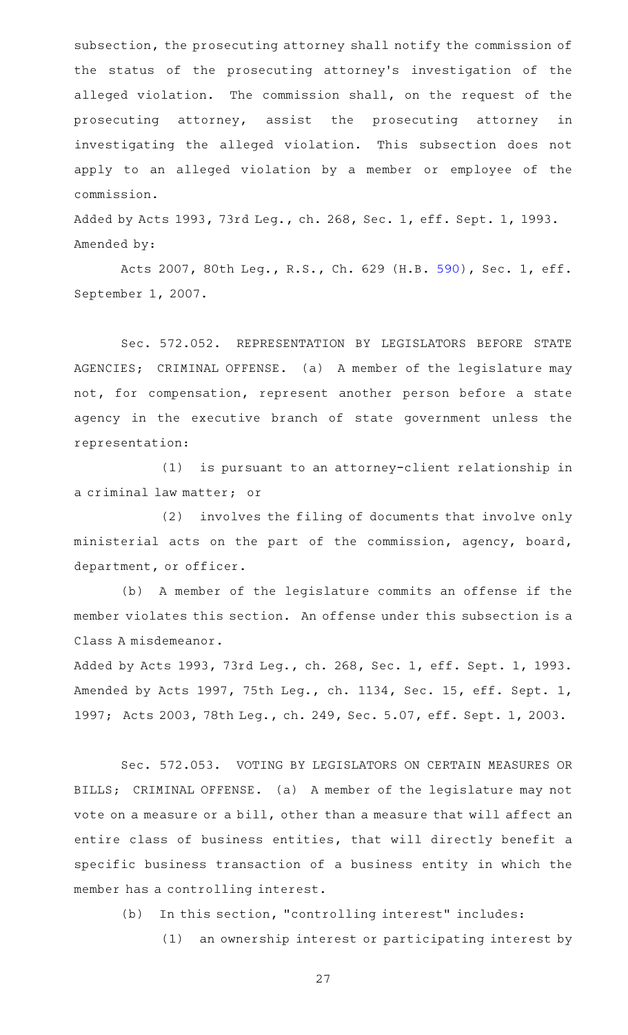subsection, the prosecuting attorney shall notify the commission of the status of the prosecuting attorney's investigation of the alleged violation. The commission shall, on the request of the prosecuting attorney, assist the prosecuting attorney in investigating the alleged violation. This subsection does not apply to an alleged violation by a member or employee of the commission.

Added by Acts 1993, 73rd Leg., ch. 268, Sec. 1, eff. Sept. 1, 1993.
Amended by:

Acts 2007, 80th Leg., R.S., Ch. 629 (H.B. 590), Sec. 1, eff. September 1, 2007.

Sec. 572.052. REPRESENTATION BY LEGISLATORS BEFORE STATE AGENCIES; CRIMINAL OFFENSE. (a) A member of the legislature may not, for compensation, represent another person before a state agency in the executive branch of state government unless the representation:

(1) is pursuant to an attorney-client relationship in a criminal law matter; or

(2) involves the filing of documents that involve only ministerial acts on the part of the commission, agency, board, department, or officer.

(b) A member of the legislature commits an offense if the member violates this section. An offense under this subsection is a Class A misdemeanor.

Added by Acts 1993, 73rd Leg., ch. 268, Sec. 1, eff. Sept. 1, 1993. Amended by Acts 1997, 75th Leg., ch. 1134, Sec. 15, eff. Sept. 1, 1997; Acts 2003, 78th Leg., ch. 249, Sec. 5.07, eff. Sept. 1, 2003.

Sec. 572.053. VOTING BY LEGISLATORS ON CERTAIN MEASURES OR BILLS; CRIMINAL OFFENSE. (a) A member of the legislature may not vote on a measure or a bill, other than a measure that will affect an entire class of business entities, that will directly benefit a specific business transaction of a business entity in which the member has a controlling interest.

(b) In this section, "controlling interest" includes:

(1) an ownership interest or participating interest by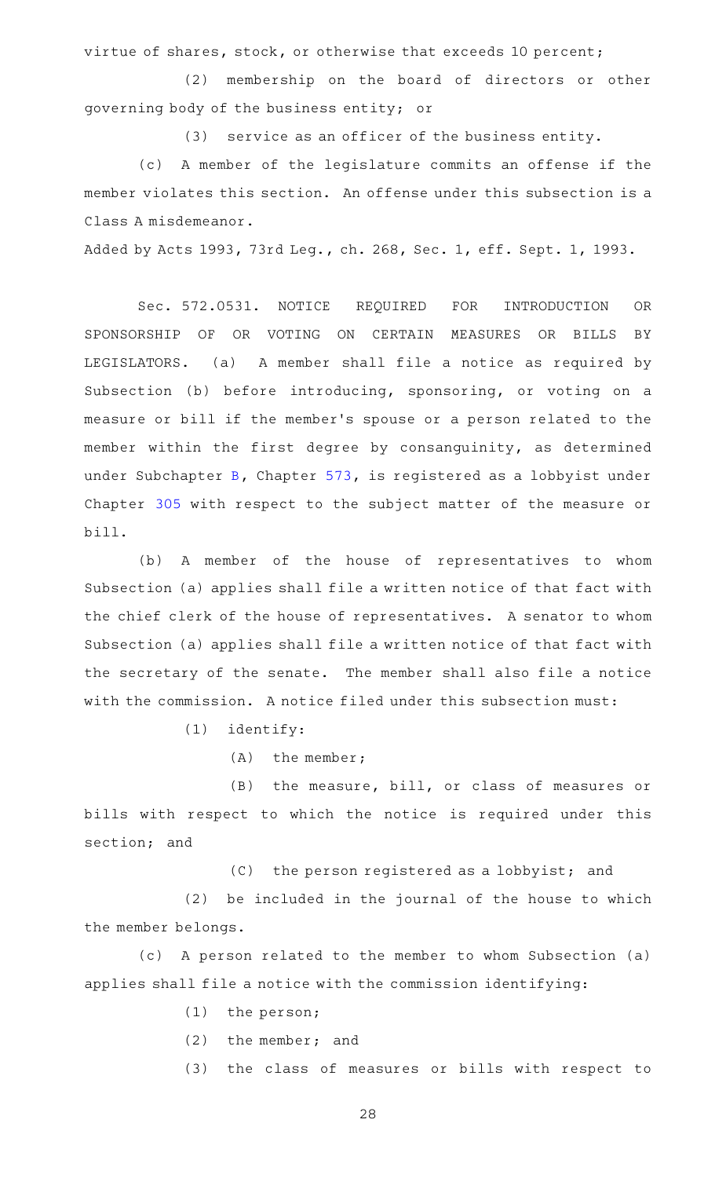virtue of shares, stock, or otherwise that exceeds 10 percent;

(2) membership on the board of directors or other governing body of the business entity; or

(3) service as an officer of the business entity.

(c) A member of the legislature commits an offense if the member violates this section. An offense under this subsection is a Class A misdemeanor.

Added by Acts 1993, 73rd Leg., ch. 268, Sec. 1, eff. Sept. 1, 1993.

Sec. 572.0531. NOTICE REQUIRED FOR INTRODUCTION OR SPONSORSHIP OF OR VOTING ON CERTAIN MEASURES OR BILLS BY LEGISLATORS. (a) A member shall file a notice as required by Subsection (b) before introducing, sponsoring, or voting on a measure or bill if the member's spouse or a person related to the member within the first degree by consanguinity, as determined under Subchapter B, Chapter 573, is registered as a lobbyist under Chapter 305 with respect to the subject matter of the measure or bill.

(b) A member of the house of representatives to whom Subsection (a) applies shall file a written notice of that fact with the chief clerk of the house of representatives. A senator to whom Subsection (a) applies shall file a written notice of that fact with the secretary of the senate. The member shall also file a notice with the commission. A notice filed under this subsection must:

(1) identify:

(A) the member;

(B) the measure, bill, or class of measures or bills with respect to which the notice is required under this section; and

(C) the person registered as a lobbyist; and

(2) be included in the journal of the house to which the member belongs.

(c) A person related to the member to whom Subsection (a) applies shall file a notice with the commission identifying:

(1) the person;

(2) the member; and

(3) the class of measures or bills with respect to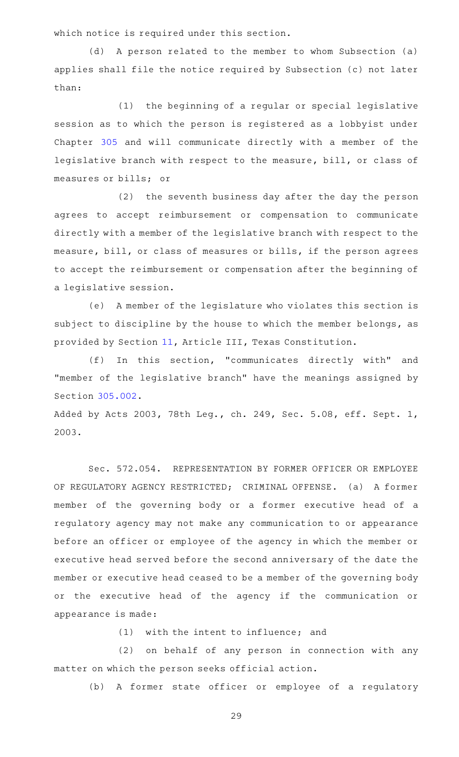which notice is required under this section.

(d) A person related to the member to whom Subsection (a) applies shall file the notice required by Subsection (c) not later than:

(1) the beginning of a regular or special legislative session as to which the person is registered as a lobbyist under Chapter 305 and will communicate directly with a member of the legislative branch with respect to the measure, bill, or class of measures or bills; or

(2) the seventh business day after the day the person agrees to accept reimbursement or compensation to communicate directly with a member of the legislative branch with respect to the measure, bill, or class of measures or bills, if the person agrees to accept the reimbursement or compensation after the beginning of a legislative session.

(e) A member of the legislature who violates this section is subject to discipline by the house to which the member belongs, as provided by Section 11, Article III, Texas Constitution.

(f) In this section, "communicates directly with" and "member of the legislative branch" have the meanings assigned by Section 305.002.

Added by Acts 2003, 78th Leg., ch. 249, Sec. 5.08, eff. Sept. 1, 2003.

Sec. 572.054. REPRESENTATION BY FORMER OFFICER OR EMPLOYEE OF REGULATORY AGENCY RESTRICTED; CRIMINAL OFFENSE. (a) A former member of the governing body or a former executive head of a regulatory agency may not make any communication to or appearance before an officer or employee of the agency in which the member or executive head served before the second anniversary of the date the member or executive head ceased to be a member of the governing body or the executive head of the agency if the communication or appearance is made:

(1) with the intent to influence; and

(2) on behalf of any person in connection with any matter on which the person seeks official action.

(b) A former state officer or employee of a regulatory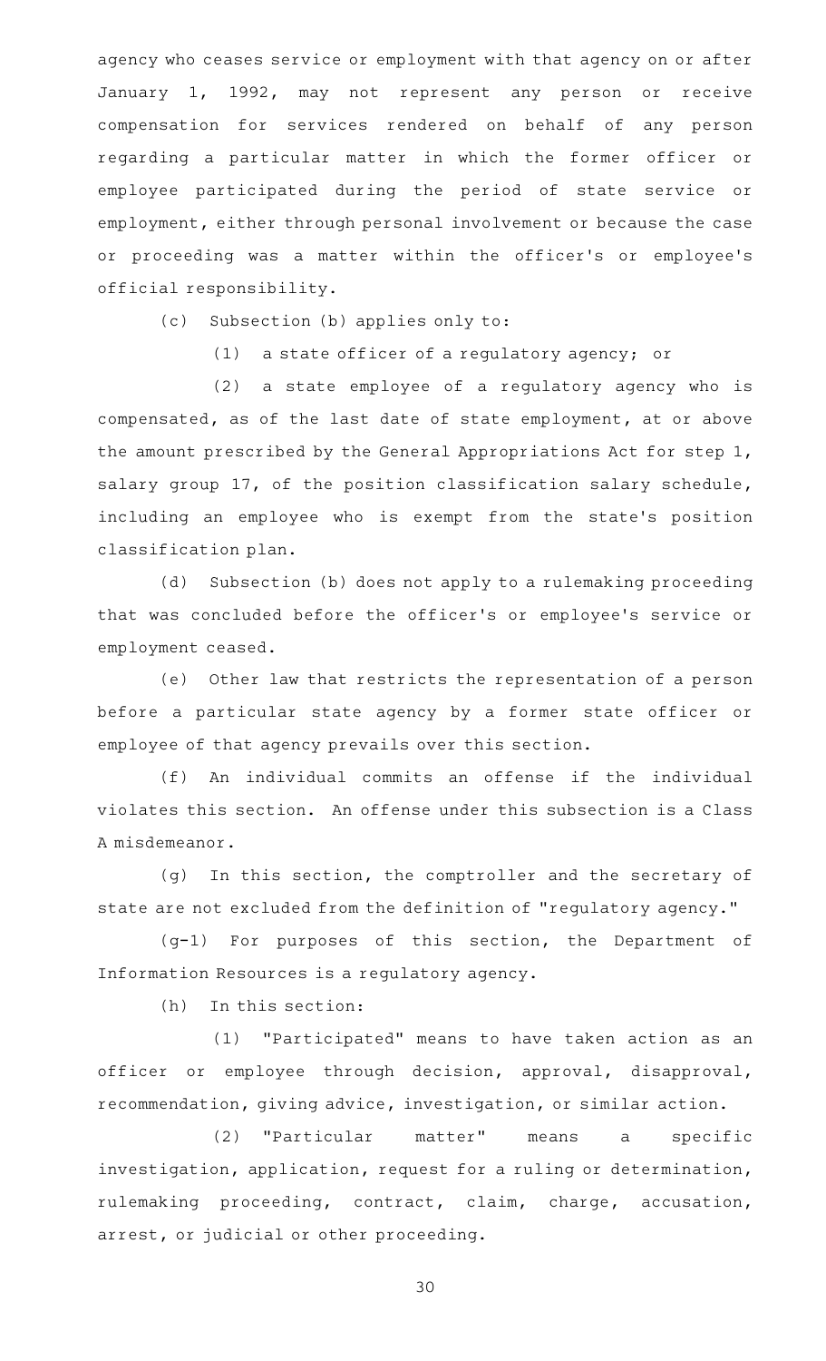agency who ceases service or employment with that agency on or after January 1, 1992, may not represent any person or receive compensation for services rendered on behalf of any person regarding a particular matter in which the former officer or employee participated during the period of state service or employment, either through personal involvement or because the case or proceeding was a matter within the officer's or employee's official responsibility.

(c) Subsection (b) applies only to:

(1) a state officer of a regulatory agency; or

(2) a state employee of a regulatory agency who is compensated, as of the last date of state employment, at or above the amount prescribed by the General Appropriations Act for step 1, salary group 17, of the position classification salary schedule, including an employee who is exempt from the state's position classification plan.

(d) Subsection (b) does not apply to a rulemaking proceeding that was concluded before the officer's or employee's service or employment ceased.

(e) Other law that restricts the representation of a person before a particular state agency by a former state officer or employee of that agency prevails over this section.

(f) An individual commits an offense if the individual violates this section. An offense under this subsection is a Class A misdemeanor.

(g) In this section, the comptroller and the secretary of state are not excluded from the definition of "regulatory agency."

(g-1) For purposes of this section, the Department of Information Resources is a regulatory agency.

(h) In this section:

(1) "Participated" means to have taken action as an officer or employee through decision, approval, disapproval, recommendation, giving advice, investigation, or similar action.

(2) "Particular matter" means a specific investigation, application, request for a ruling or determination, rulemaking proceeding, contract, claim, charge, accusation, arrest, or judicial or other proceeding.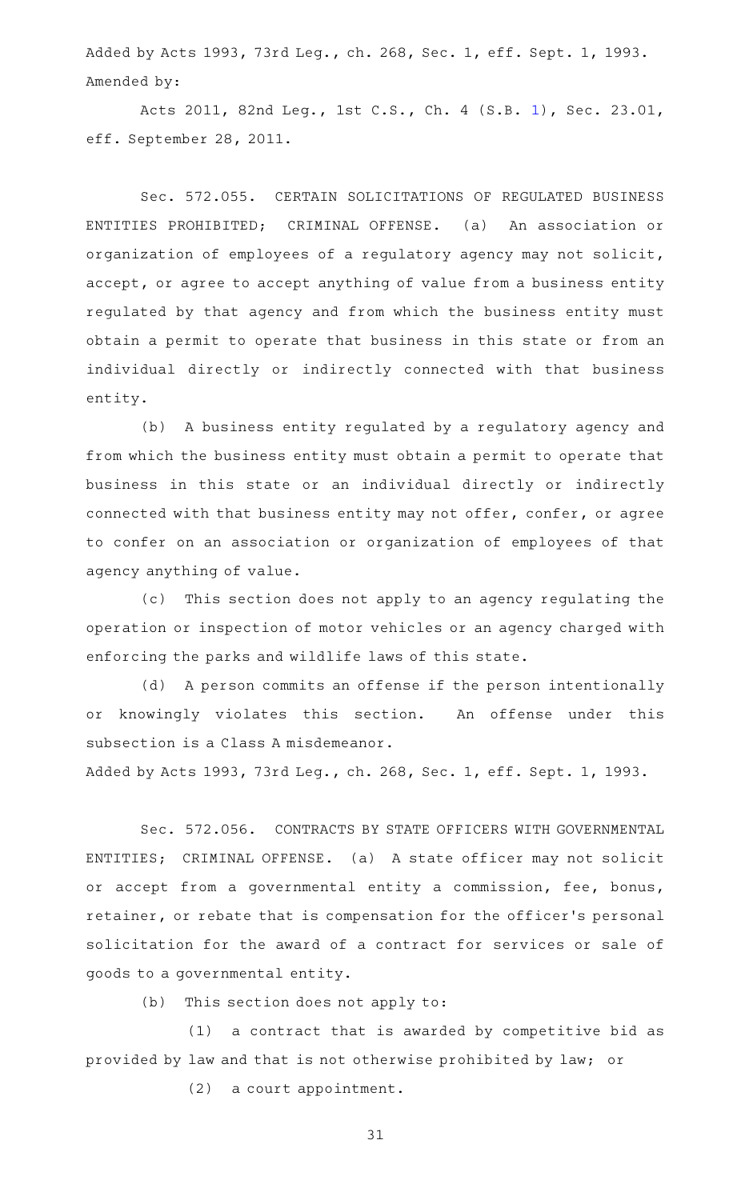Added by Acts 1993, 73rd Leg., ch. 268, Sec. 1, eff. Sept. 1, 1993.
Amended by:

Acts 2011, 82nd Leg., 1st C.S., Ch. 4 (S.B. 1), Sec. 23.01, eff. September 28, 2011.

Sec. 572.055. CERTAIN SOLICITATIONS OF REGULATED BUSINESS ENTITIES PROHIBITED; CRIMINAL OFFENSE. (a) An association or organization of employees of a regulatory agency may not solicit, accept, or agree to accept anything of value from a business entity regulated by that agency and from which the business entity must obtain a permit to operate that business in this state or from an individual directly or indirectly connected with that business entity.

(b) A business entity regulated by a regulatory agency and from which the business entity must obtain a permit to operate that business in this state or an individual directly or indirectly connected with that business entity may not offer, confer, or agree to confer on an association or organization of employees of that agency anything of value.

(c) This section does not apply to an agency regulating the operation or inspection of motor vehicles or an agency charged with enforcing the parks and wildlife laws of this state.

(d) A person commits an offense if the person intentionally or knowingly violates this section. An offense under this subsection is a Class A misdemeanor.

Added by Acts 1993, 73rd Leg., ch. 268, Sec. 1, eff. Sept. 1, 1993.

Sec. 572.056. CONTRACTS BY STATE OFFICERS WITH GOVERNMENTAL ENTITIES; CRIMINAL OFFENSE. (a) A state officer may not solicit or accept from a governmental entity a commission, fee, bonus, retainer, or rebate that is compensation for the officer's personal solicitation for the award of a contract for services or sale of goods to a governmental entity.

(b) This section does not apply to:

(1) a contract that is awarded by competitive bid as provided by law and that is not otherwise prohibited by law; or

(2) a court appointment.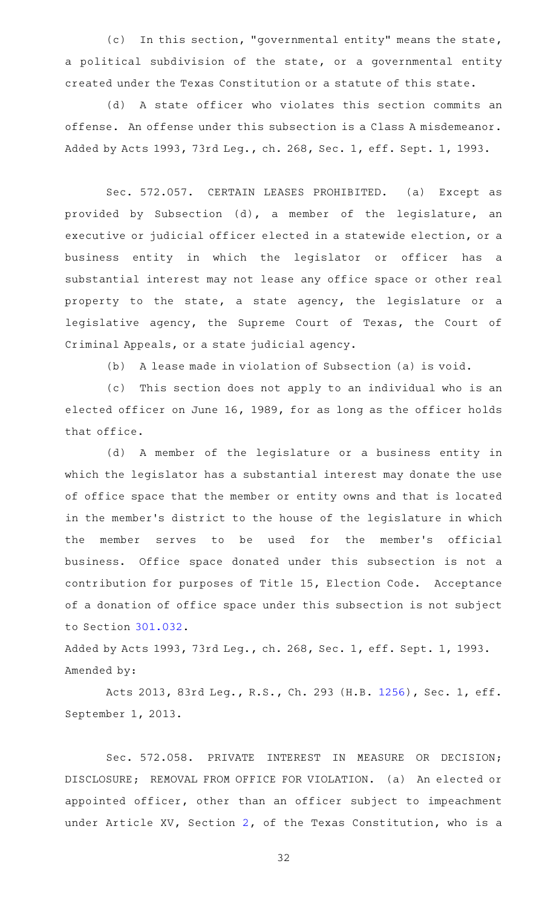(c) In this section, "governmental entity" means the state, a political subdivision of the state, or a governmental entity created under the Texas Constitution or a statute of this state.

(d) A state officer who violates this section commits an offense. An offense under this subsection is a Class A misdemeanor.

Added by Acts 1993, 73rd Leg., ch. 268, Sec. 1, eff. Sept. 1, 1993.

Sec. 572.057. CERTAIN LEASES PROHIBITED. (a) Except as provided by Subsection (d), a member of the legislature, an executive or judicial officer elected in a statewide election, or a business entity in which the legislator or officer has a substantial interest may not lease any office space or other real property to the state, a state agency, the legislature or a legislative agency, the Supreme Court of Texas, the Court of Criminal Appeals, or a state judicial agency.

(b) A lease made in violation of Subsection (a) is void.

(c) This section does not apply to an individual who is an elected officer on June 16, 1989, for as long as the officer holds that office.

(d) A member of the legislature or a business entity in which the legislator has a substantial interest may donate the use of office space that the member or entity owns and that is located in the member's district to the house of the legislature in which the member serves to be used for the member's official business. Office space donated under this subsection is not a contribution for purposes of Title 15, Election Code. Acceptance of a donation of office space under this subsection is not subject to Section 301.032.

Added by Acts 1993, 73rd Leg., ch. 268, Sec. 1, eff. Sept. 1, 1993.
Amended by:

Acts 2013, 83rd Leg., R.S., Ch. 293 (H.B. 1256), Sec. 1, eff. September 1, 2013.

Sec. 572.058. PRIVATE INTEREST IN MEASURE OR DECISION; DISCLOSURE; REMOVAL FROM OFFICE FOR VIOLATION. (a) An elected or appointed officer, other than an officer subject to impeachment under Article XV, Section 2, of the Texas Constitution, who is a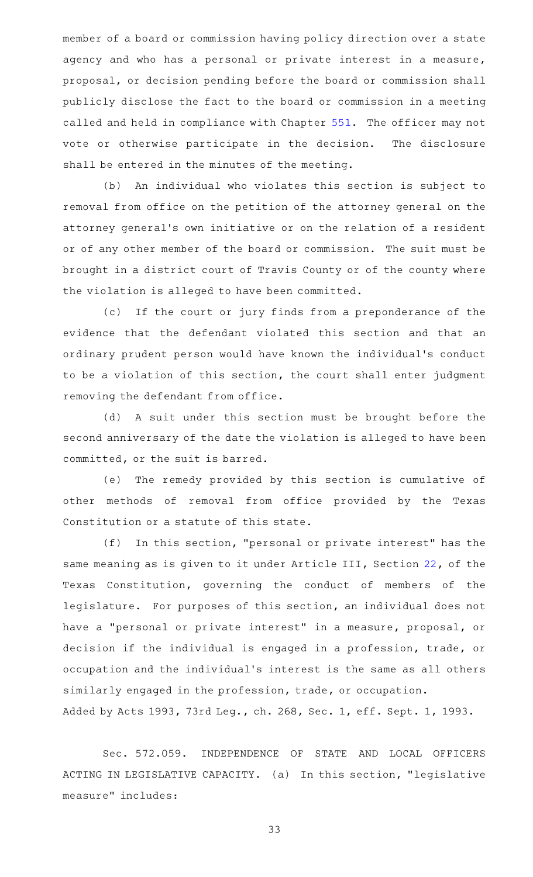member of a board or commission having policy direction over a state agency and who has a personal or private interest in a measure, proposal, or decision pending before the board or commission shall publicly disclose the fact to the board or commission in a meeting called and held in compliance with Chapter 551. The officer may not vote or otherwise participate in the decision. The disclosure shall be entered in the minutes of the meeting.

(b) An individual who violates this section is subject to removal from office on the petition of the attorney general on the attorney general's own initiative or on the relation of a resident or of any other member of the board or commission. The suit must be brought in a district court of Travis County or of the county where the violation is alleged to have been committed.

(c) If the court or jury finds from a preponderance of the evidence that the defendant violated this section and that an ordinary prudent person would have known the individual's conduct to be a violation of this section, the court shall enter judgment removing the defendant from office.

(d) A suit under this section must be brought before the second anniversary of the date the violation is alleged to have been committed, or the suit is barred.

(e) The remedy provided by this section is cumulative of other methods of removal from office provided by the Texas Constitution or a statute of this state.

(f) In this section, "personal or private interest" has the same meaning as is given to it under Article III, Section 22, of the Texas Constitution, governing the conduct of members of the legislature. For purposes of this section, an individual does not have a "personal or private interest" in a measure, proposal, or decision if the individual is engaged in a profession, trade, or occupation and the individual's interest is the same as all others similarly engaged in the profession, trade, or occupation.

Added by Acts 1993, 73rd Leg., ch. 268, Sec. 1, eff. Sept. 1, 1993.

Sec. 572.059. INDEPENDENCE OF STATE AND LOCAL OFFICERS ACTING IN LEGISLATIVE CAPACITY. (a) In this section, "legislative measure" includes: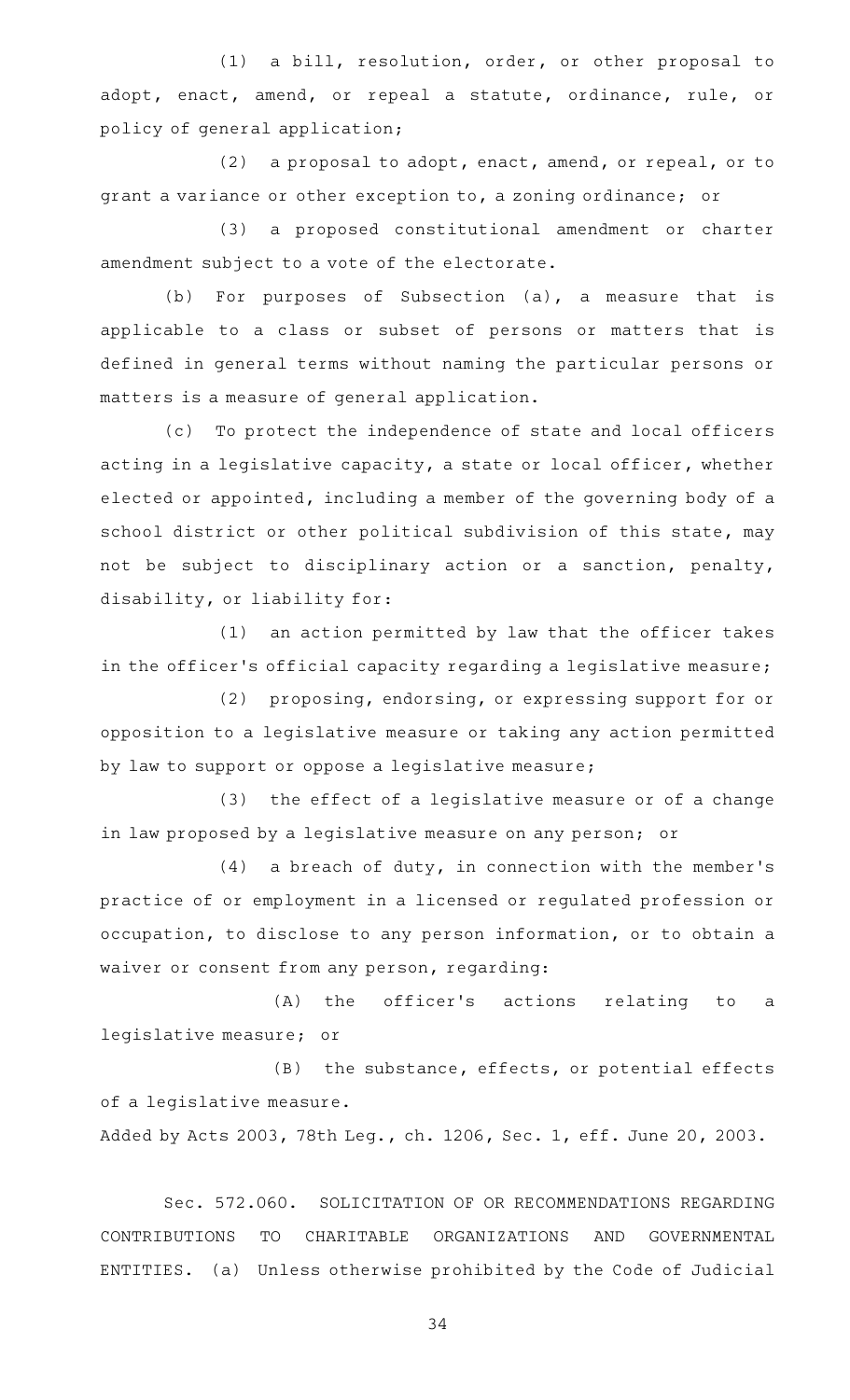(1) a bill, resolution, order, or other proposal to adopt, enact, amend, or repeal a statute, ordinance, rule, or policy of general application;

(2) a proposal to adopt, enact, amend, or repeal, or to grant a variance or other exception to, a zoning ordinance; or

(3) a proposed constitutional amendment or charter amendment subject to a vote of the electorate.

(b) For purposes of Subsection (a), a measure that is applicable to a class or subset of persons or matters that is defined in general terms without naming the particular persons or matters is a measure of general application.

(c) To protect the independence of state and local officers acting in a legislative capacity, a state or local officer, whether elected or appointed, including a member of the governing body of a school district or other political subdivision of this state, may not be subject to disciplinary action or a sanction, penalty, disability, or liability for:

(1) an action permitted by law that the officer takes in the officer's official capacity regarding a legislative measure;

(2) proposing, endorsing, or expressing support for or opposition to a legislative measure or taking any action permitted by law to support or oppose a legislative measure;

(3) the effect of a legislative measure or of a change in law proposed by a legislative measure on any person; or

(4) a breach of duty, in connection with the member's practice of or employment in a licensed or regulated profession or occupation, to disclose to any person information, or to obtain a waiver or consent from any person, regarding:

(A) the officer's actions relating to a legislative measure; or

(B) the substance, effects, or potential effects of a legislative measure.

Added by Acts 2003, 78th Leg., ch. 1206, Sec. 1, eff. June 20, 2003.

Sec. 572.060. SOLICITATION OF OR RECOMMENDATIONS REGARDING CONTRIBUTIONS TO CHARITABLE ORGANIZATIONS AND GOVERNMENTAL ENTITIES. (a) Unless otherwise prohibited by the Code of Judicial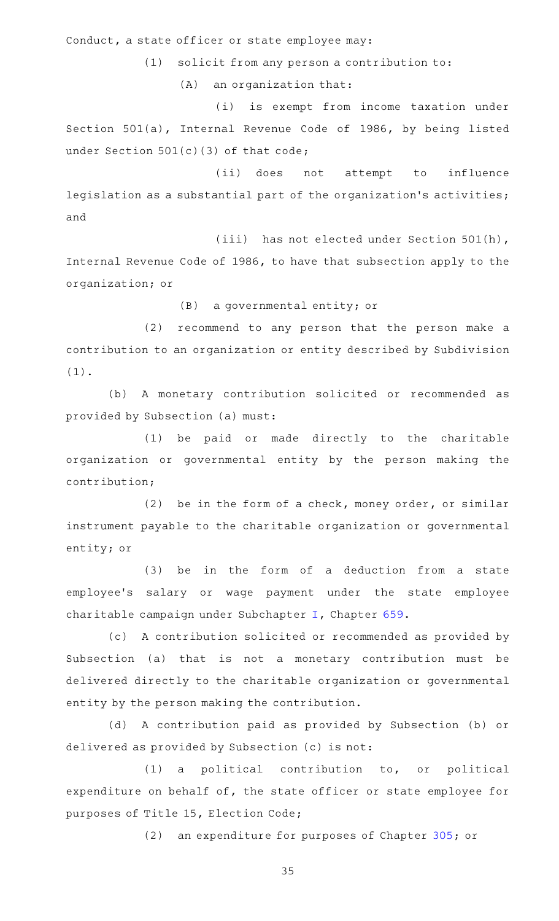Conduct, a state officer or state employee may:

(1) solicit from any person a contribution to:

(A) an organization that:

(i) is exempt from income taxation under Section 501(a), Internal Revenue Code of 1986, by being listed under Section 501(c)(3) of that code;

(ii) does not attempt to influence legislation as a substantial part of the organization's activities; and

(iii) has not elected under Section 501(h), Internal Revenue Code of 1986, to have that subsection apply to the organization; or

(B) a governmental entity; or

(2) recommend to any person that the person make a contribution to an organization or entity described by Subdivision (1).

(b) A monetary contribution solicited or recommended as provided by Subsection (a) must:

(1) be paid or made directly to the charitable organization or governmental entity by the person making the contribution;

(2) be in the form of a check, money order, or similar instrument payable to the charitable organization or governmental entity; or

(3) be in the form of a deduction from a state employee's salary or wage payment under the state employee charitable campaign under Subchapter I, Chapter 659.

(c) A contribution solicited or recommended as provided by Subsection (a) that is not a monetary contribution must be delivered directly to the charitable organization or governmental entity by the person making the contribution.

(d) A contribution paid as provided by Subsection (b) or delivered as provided by Subsection (c) is not:

(1) a political contribution to, or political expenditure on behalf of, the state officer or state employee for purposes of Title 15, Election Code;

(2) an expenditure for purposes of Chapter 305; or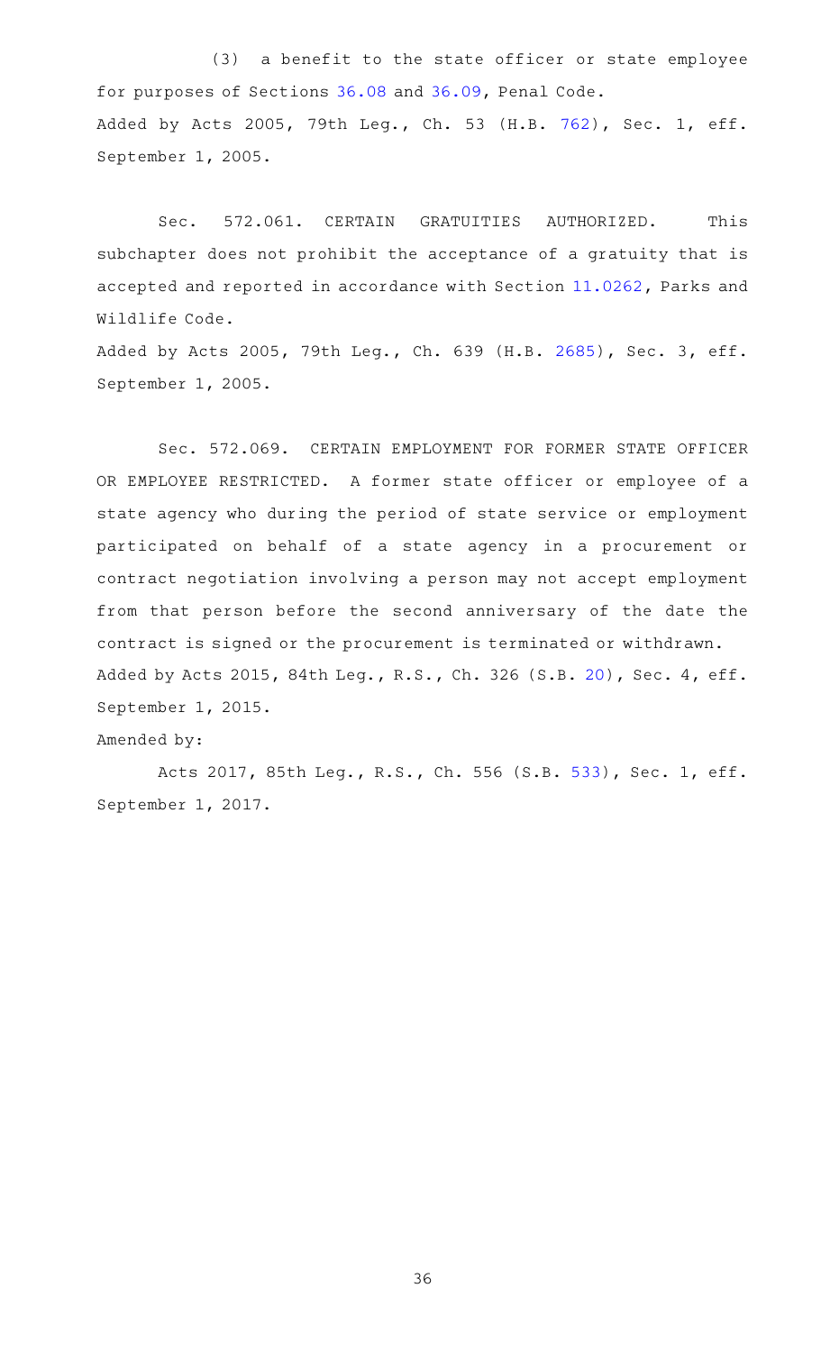(3) a benefit to the state officer or state employee for purposes of Sections 36.08 and 36.09, Penal Code.

Added by Acts 2005, 79th Leg., Ch. 53 (H.B. 762), Sec. 1, eff. September 1, 2005.

Sec. 572.061. CERTAIN GRATUITIES AUTHORIZED. This subchapter does not prohibit the acceptance of a gratuity that is accepted and reported in accordance with Section 11.0262, Parks and Wildlife Code.

Added by Acts 2005, 79th Leg., Ch. 639 (H.B. 2685), Sec. 3, eff. September 1, 2005.

Sec. 572.069. CERTAIN EMPLOYMENT FOR FORMER STATE OFFICER OR EMPLOYEE RESTRICTED. A former state officer or employee of a state agency who during the period of state service or employment participated on behalf of a state agency in a procurement or contract negotiation involving a person may not accept employment from that person before the second anniversary of the date the contract is signed or the procurement is terminated or withdrawn.

Added by Acts 2015, 84th Leg., R.S., Ch. 326 (S.B. 20), Sec. 4, eff. September 1, 2015.

Amended by:

Acts 2017, 85th Leg., R.S., Ch. 556 (S.B. 533), Sec. 1, eff. September 1, 2017.